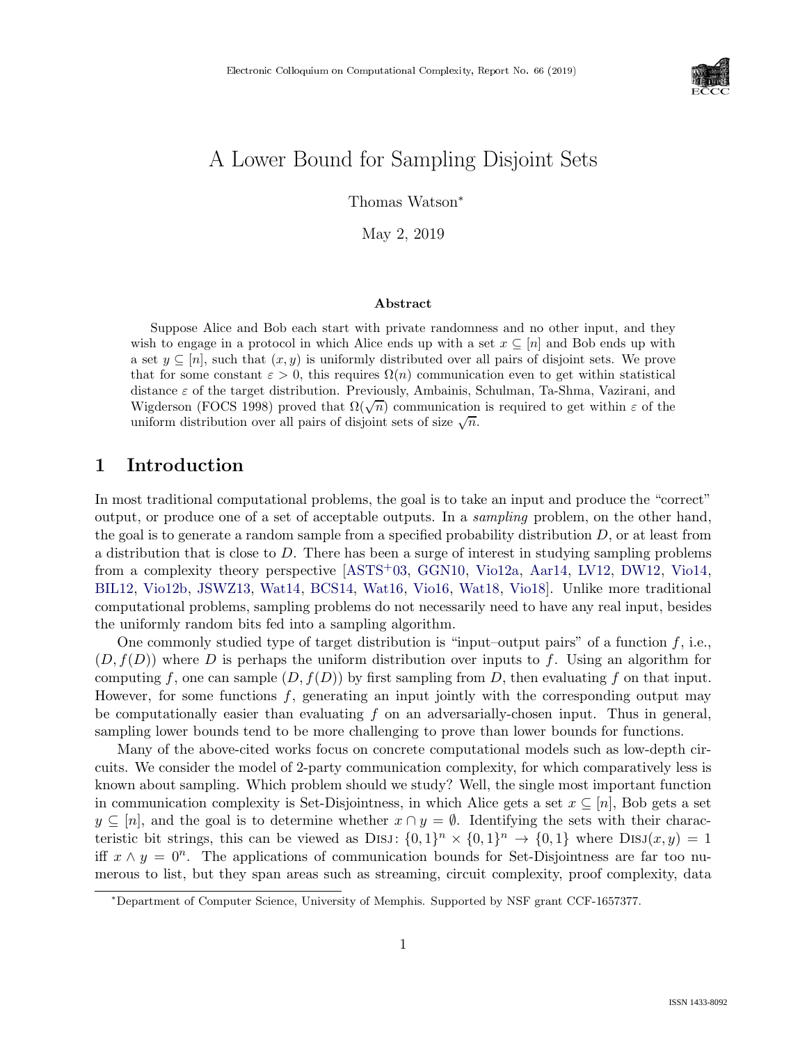# A Lower Bound for Sampling Disjoint Sets

Thomas Watson*

May 2, 2019

### Abstract

Suppose Alice and Bob each start with private randomness and no other input, and they wish to engage in a protocol in which Alice ends up with a set $x \subseteq [n]$ and Bob ends up with a set $y \subseteq [n]$, such that $(x, y)$ is uniformly distributed over all pairs of disjoint sets. We prove that for some constant $\varepsilon > 0$, this requires $\Omega(n)$ communication even to get within statistical distance $\varepsilon$ of the target distribution. Previously, Ambainis, Schulman, Ta-Shma, Vazirani, and Wigderson (FOCS 1998) proved that $\Omega(\sqrt{n})$ communication is required to get within $\varepsilon$ of the uniform distribution over all pairs of disjoint sets of size $\sqrt{n}$.

## 1 Introduction

In most traditional computational problems, the goal is to take an input and produce the "correct" output, or produce one of a set of acceptable outputs. In a *sampling* problem, on the other hand, the goal is to generate a random sample from a specified probability distribution $D$, or at least from a distribution that is close to $D$. There has been a surge of interest in studying sampling problems from a complexity theory perspective [ASTS+03, GGN10, Vio12a, Aar14, LV12, DW12, Vio14, BIL12, Vio12b, JSWZ13, Wat14, BCS14, Wat16, Vio16, Wat18, Vio18]. Unlike more traditional computational problems, sampling problems do not necessarily need to have any real input, besides the uniformly random bits fed into a sampling algorithm.

One commonly studied type of target distribution is "input–output pairs" of a function $f$, i.e., $(D, f(D))$ where $D$ is perhaps the uniform distribution over inputs to $f$. Using an algorithm for computing $f$, one can sample $(D, f(D))$ by first sampling from $D$, then evaluating $f$ on that input. However, for some functions $f$, generating an input jointly with the corresponding output may be computationally easier than evaluating $f$ on an adversarially-chosen input. Thus in general, sampling lower bounds tend to be more challenging to prove than lower bounds for functions.

Many of the above-cited works focus on concrete computational models such as low-depth circuits. We consider the model of 2-party communication complexity, for which comparatively less is known about sampling. Which problem should we study? Well, the single most important function in communication complexity is Set-Disjointness, in which Alice gets a set $x \subseteq [n]$, Bob gets a set $y \subseteq [n]$, and the goal is to determine whether $x \cap y = \emptyset$. Identifying the sets with their characteristic bit strings, this can be viewed as $\text{DISJ}: \{0,1\}^n \times \{0,1\}^n \to \{0,1\}$ where $\text{DISJ}(x, y) = 1$ iff $x \wedge y = 0^n$. The applications of communication bounds for Set-Disjointness are far too numerous to list, but they span areas such as streaming, circuit complexity, proof complexity, data

*Department of Computer Science, University of Memphis. Supported by NSF grant CCF-1657377.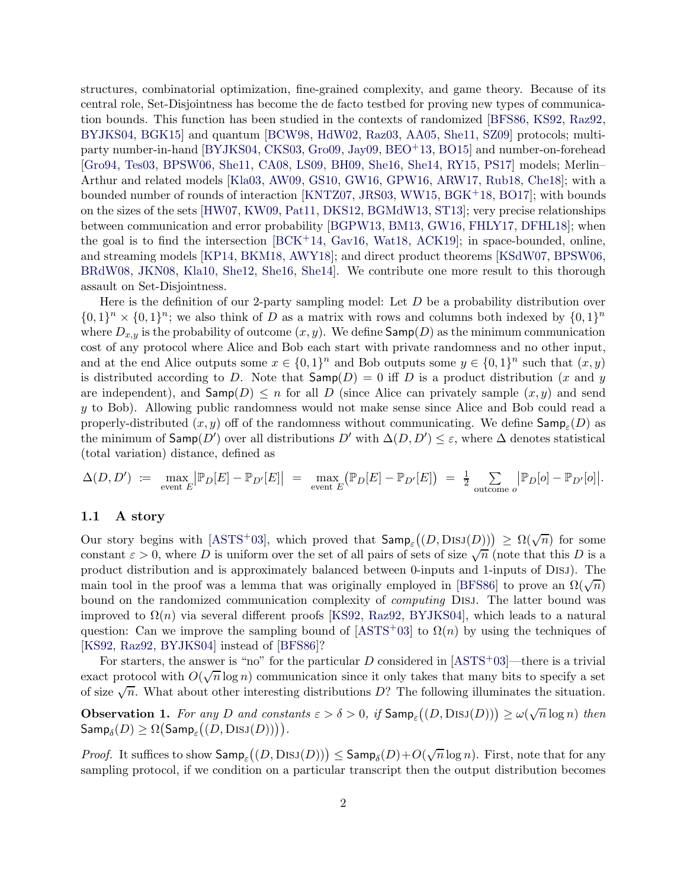structures, combinatorial optimization, fine-grained complexity, and game theory. Because of its central role, Set-Disjointness has become the de facto testbed for proving new types of communication bounds. This function has been studied in the contexts of randomized [BFS86, KS92, Raz92, BYJKS04, BGK15] and quantum [BCW98, HdW02, Raz03, AA05, She11, SZ09] protocols; multi-party number-in-hand [BYJKS04, CKS03, Gro09, Jay09, BEO+13, BO15] and number-on-forehead [Gro94, Tes03, BPSW06, She11, CA08, LS09, BH09, She16, She14, RY15, PS17] models; Merlin–Arthur and related models [Kla03, AW09, GS10, GW16, GPW16, ARW17, Rub18, Che18]; with a bounded number of rounds of interaction [KNTZ07, JRS03, WW15, BGK+18, BO17]; with bounds on the sizes of the sets [HW07, KW09, Pat11, DKS12, BGMdW13, ST13]; very precise relationships between communication and error probability [BGPW13, BM13, GW16, FHLY17, DFHL18]; when the goal is to find the intersection [BCK+14, Gav16, Wat18, ACK19]; in space-bounded, online, and streaming models [KP14, BKM18, AWY18]; and direct product theorems [KSdW07, BPSW06, BRdW08, JKN08, Kla10, She12, She16, She14]. We contribute one more result to this thorough assault on Set-Disjointness.

Here is the definition of our 2-party sampling model: Let $D$ be a probability distribution over $\{0,1\}^n \times \{0,1\}^n$; we also think of $D$ as a matrix with rows and columns both indexed by $\{0,1\}^n$ where $D_{x,y}$ is the probability of outcome $(x,y)$. We define $\mathsf{Samp}(D)$ as the minimum communication cost of any protocol where Alice and Bob each start with private randomness and no other input, and at the end Alice outputs some $x \in \{0,1\}^n$ and Bob outputs some $y \in \{0,1\}^n$ such that $(x,y)$ is distributed according to $D$. Note that $\mathsf{Samp}(D) = 0$ iff $D$ is a product distribution ($x$ and $y$ are independent), and $\mathsf{Samp}(D) \le n$ for all $D$ (since Alice can privately sample $(x,y)$ and send $y$ to Bob). Allowing public randomness would not make sense since Alice and Bob could read a properly-distributed $(x,y)$ off of the randomness without communicating. We define $\mathsf{Samp}_\varepsilon(D)$ as the minimum of $\mathsf{Samp}(D')$ over all distributions $D'$ with $\Delta(D,D') \le \varepsilon$, where $\Delta$ denotes statistical (total variation) distance, defined as

$$\Delta(D,D') \;:=\; \max_{\text{event } E}\big|\mathbb{P}_D[E] - \mathbb{P}_{D'}[E]\big| \;=\; \max_{\text{event } E}\big(\mathbb{P}_D[E] - \mathbb{P}_{D'}[E]\big) \;=\; \tfrac{1}{2}\sum_{\text{outcome } o}\big|\mathbb{P}_D[o] - \mathbb{P}_{D'}[o]\big|.$$

### 1.1 A story

Our story begins with [ASTS+03], which proved that $\mathsf{Samp}_\varepsilon\big((D, \text{Disj}(D))\big) \ge \Omega(\sqrt{n})$ for some constant $\varepsilon > 0$, where $D$ is uniform over the set of all pairs of sets of size $\sqrt{n}$ (note that this $D$ is a product distribution and is approximately balanced between 0-inputs and 1-inputs of Disj). The main tool in the proof was a lemma that was originally employed in [BFS86] to prove an $\Omega(\sqrt{n})$ bound on the randomized communication complexity of *computing* Disj. The latter bound was improved to $\Omega(n)$ via several different proofs [KS92, Raz92, BYJKS04], which leads to a natural question: Can we improve the sampling bound of [ASTS+03] to $\Omega(n)$ by using the techniques of [KS92, Raz92, BYJKS04] instead of [BFS86]?

For starters, the answer is "no" for the particular $D$ considered in [ASTS+03]—there is a trivial exact protocol with $O(\sqrt{n}\log n)$ communication since it only takes that many bits to specify a set of size $\sqrt{n}$. What about other interesting distributions $D$? The following illuminates the situation.

**Observation 1.** *For any $D$ and constants $\varepsilon > \delta > 0$, if $\mathsf{Samp}_\varepsilon\big((D, \text{Disj}(D))\big) \ge \omega(\sqrt{n}\log n)$ then $\mathsf{Samp}_\delta(D) \ge \Omega\big(\mathsf{Samp}_\varepsilon\big((D, \text{Disj}(D))\big)\big)$.*

*Proof.* It suffices to show $\mathsf{Samp}_\varepsilon\big((D, \text{Disj}(D))\big) \le \mathsf{Samp}_\delta(D) + O(\sqrt{n}\log n)$. First, note that for any sampling protocol, if we condition on a particular transcript then the output distribution becomes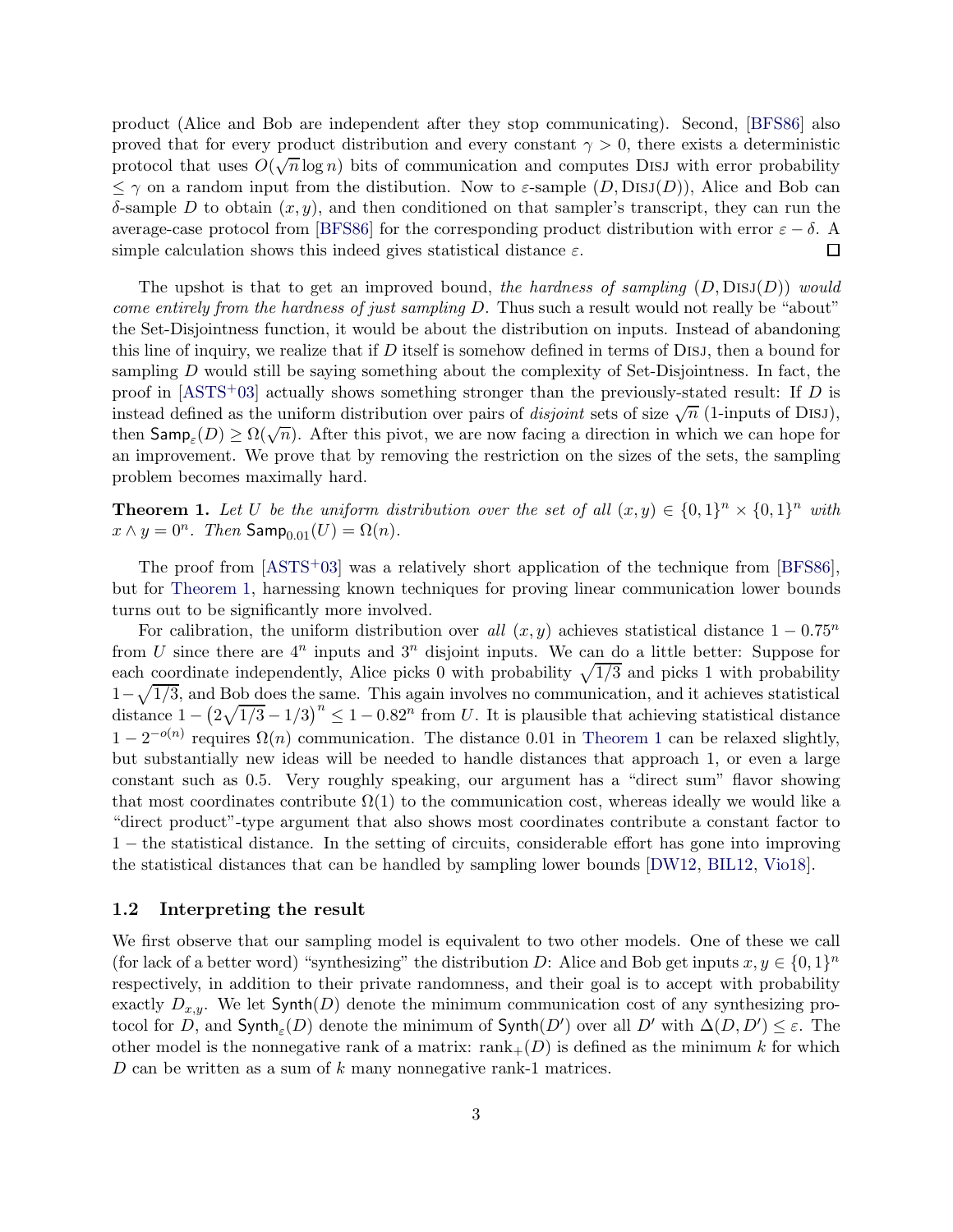product (Alice and Bob are independent after they stop communicating). Second, [BFS86] also proved that for every product distribution and every constant $\gamma > 0$, there exists a deterministic protocol that uses $O(\sqrt{n}\log n)$ bits of communication and computes Disj with error probability $\leq \gamma$ on a random input from the distibution. Now to $\varepsilon$-sample $(D, \text{Disj}(D))$, Alice and Bob can $\delta$-sample $D$ to obtain $(x, y)$, and then conditioned on that sampler's transcript, they can run the average-case protocol from [BFS86] for the corresponding product distribution with error $\varepsilon - \delta$. A simple calculation shows this indeed gives statistical distance $\varepsilon$. ☐

The upshot is that to get an improved bound, *the hardness of sampling* $(D, \text{Disj}(D))$ *would come entirely from the hardness of just sampling* $D$. Thus such a result would not really be "about" the Set-Disjointness function, it would be about the distribution on inputs. Instead of abandoning this line of inquiry, we realize that if $D$ itself is somehow defined in terms of Disj, then a bound for sampling $D$ would still be saying something about the complexity of Set-Disjointness. In fact, the proof in [ASTS+03] actually shows something stronger than the previously-stated result: If $D$ is instead defined as the uniform distribution over pairs of *disjoint* sets of size $\sqrt{n}$ (1-inputs of Disj), then $\mathsf{Samp}_\varepsilon(D) \geq \Omega(\sqrt{n})$. After this pivot, we are now facing a direction in which we can hope for an improvement. We prove that by removing the restriction on the sizes of the sets, the sampling problem becomes maximally hard.

**Theorem 1.** *Let $U$ be the uniform distribution over the set of all $(x, y) \in \{0,1\}^n \times \{0,1\}^n$ with $x \wedge y = 0^n$. Then $\mathsf{Samp}_{0.01}(U) = \Omega(n)$.*

The proof from [ASTS+03] was a relatively short application of the technique from [BFS86], but for Theorem 1, harnessing known techniques for proving linear communication lower bounds turns out to be significantly more involved.

For calibration, the uniform distribution over *all* $(x, y)$ achieves statistical distance $1 - 0.75^n$ from $U$ since there are $4^n$ inputs and $3^n$ disjoint inputs. We can do a little better: Suppose for each coordinate independently, Alice picks 0 with probability $\sqrt{1/3}$ and picks 1 with probability $1 - \sqrt{1/3}$, and Bob does the same. This again involves no communication, and it achieves statistical distance $1 - \left(2\sqrt{1/3} - 1/3\right)^n \leq 1 - 0.82^n$ from $U$. It is plausible that achieving statistical distance $1 - 2^{-o(n)}$ requires $\Omega(n)$ communication. The distance 0.01 in Theorem 1 can be relaxed slightly, but substantially new ideas will be needed to handle distances that approach 1, or even a large constant such as 0.5. Very roughly speaking, our argument has a "direct sum" flavor showing that most coordinates contribute $\Omega(1)$ to the communication cost, whereas ideally we would like a "direct product"-type argument that also shows most coordinates contribute a constant factor to $1 -$ the statistical distance. In the setting of circuits, considerable effort has gone into improving the statistical distances that can be handled by sampling lower bounds [DW12, BIL12, Vio18].

### 1.2 Interpreting the result

We first observe that our sampling model is equivalent to two other models. One of these we call (for lack of a better word) "synthesizing" the distribution $D$: Alice and Bob get inputs $x, y \in \{0,1\}^n$ respectively, in addition to their private randomness, and their goal is to accept with probability exactly $D_{x,y}$. We let $\mathsf{Synth}(D)$ denote the minimum communication cost of any synthesizing protocol for $D$, and $\mathsf{Synth}_\varepsilon(D)$ denote the minimum of $\mathsf{Synth}(D')$ over all $D'$ with $\Delta(D, D') \leq \varepsilon$. The other model is the nonnegative rank of a matrix: $\text{rank}_+(D)$ is defined as the minimum $k$ for which $D$ can be written as a sum of $k$ many nonnegative rank-1 matrices.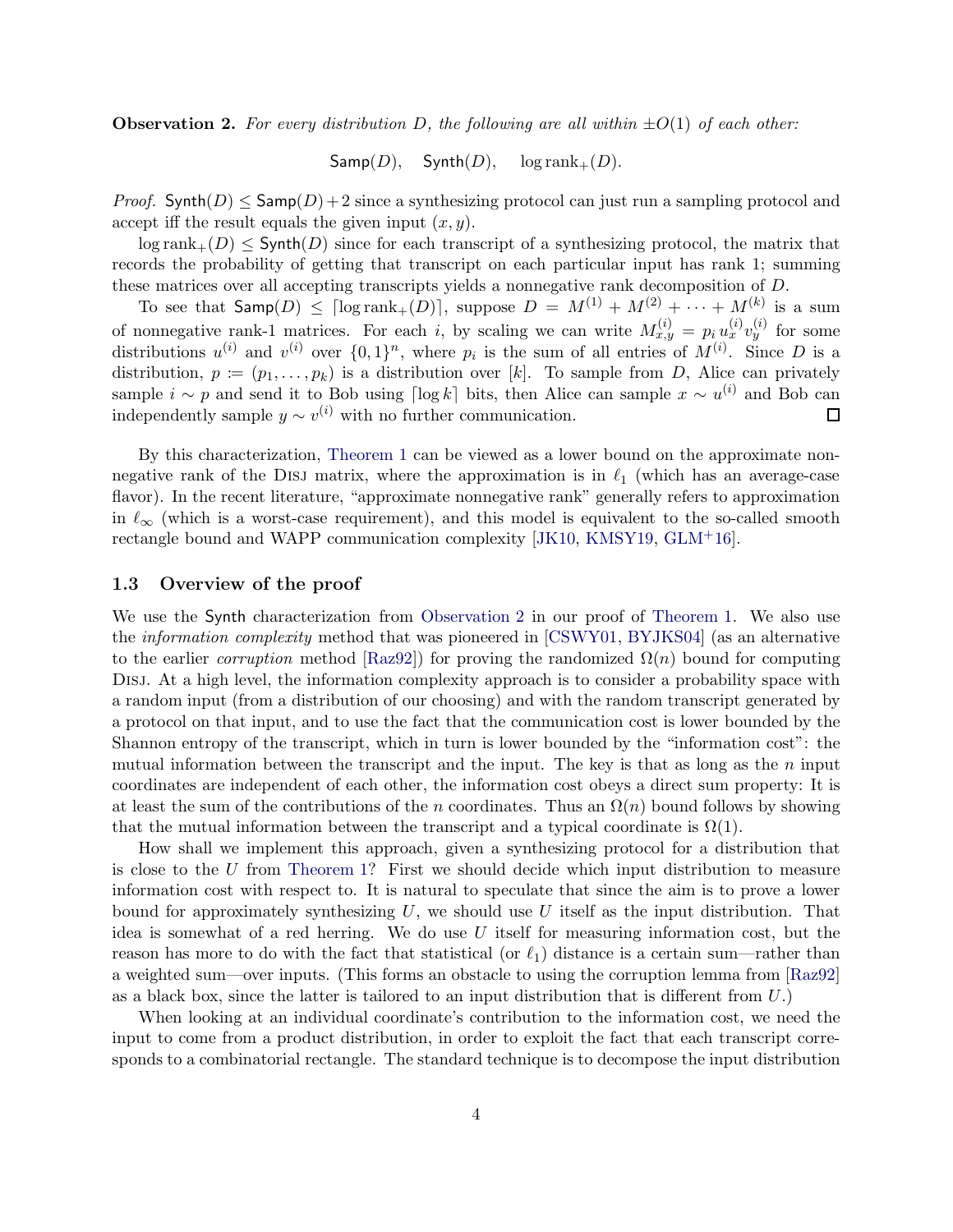**Observation 2.** *For every distribution $D$, the following are all within $\pm O(1)$ of each other:*

$$\mathsf{Samp}(D), \quad \mathsf{Synth}(D), \quad \log \operatorname{rank}_+(D).$$

*Proof.* $\mathsf{Synth}(D) \leq \mathsf{Samp}(D) + 2$ since a synthesizing protocol can just run a sampling protocol and accept iff the result equals the given input $(x, y)$.

$\log \operatorname{rank}_+(D) \leq \mathsf{Synth}(D)$ since for each transcript of a synthesizing protocol, the matrix that records the probability of getting that transcript on each particular input has rank 1; summing these matrices over all accepting transcripts yields a nonnegative rank decomposition of $D$.

To see that $\mathsf{Samp}(D) \leq \lceil \log \operatorname{rank}_+(D) \rceil$, suppose $D = M^{(1)} + M^{(2)} + \cdots + M^{(k)}$ is a sum of nonnegative rank-1 matrices. For each $i$, by scaling we can write $M^{(i)}_{x,y} = p_i \, u^{(i)}_x v^{(i)}_y$ for some distributions $u^{(i)}$ and $v^{(i)}$ over $\{0,1\}^n$, where $p_i$ is the sum of all entries of $M^{(i)}$. Since $D$ is a distribution, $p := (p_1, \ldots, p_k)$ is a distribution over $[k]$. To sample from $D$, Alice can privately sample $i \sim p$ and send it to Bob using $\lceil \log k \rceil$ bits, then Alice can sample $x \sim u^{(i)}$ and Bob can independently sample $y \sim v^{(i)}$ with no further communication. $\square$

By this characterization, Theorem 1 can be viewed as a lower bound on the approximate nonnegative rank of the Disj matrix, where the approximation is in $\ell_1$ (which has an average-case flavor). In the recent literature, "approximate nonnegative rank" generally refers to approximation in $\ell_\infty$ (which is a worst-case requirement), and this model is equivalent to the so-called smooth rectangle bound and WAPP communication complexity [JK10, KMSY19, GLM+16].

### 1.3 Overview of the proof

We use the Synth characterization from Observation 2 in our proof of Theorem 1. We also use the *information complexity* method that was pioneered in [CSWY01, BYJKS04] (as an alternative to the earlier *corruption* method [Raz92]) for proving the randomized $\Omega(n)$ bound for computing Disj. At a high level, the information complexity approach is to consider a probability space with a random input (from a distribution of our choosing) and with the random transcript generated by a protocol on that input, and to use the fact that the communication cost is lower bounded by the Shannon entropy of the transcript, which in turn is lower bounded by the "information cost": the mutual information between the transcript and the input. The key is that as long as the $n$ input coordinates are independent of each other, the information cost obeys a direct sum property: It is at least the sum of the contributions of the $n$ coordinates. Thus an $\Omega(n)$ bound follows by showing that the mutual information between the transcript and a typical coordinate is $\Omega(1)$.

How shall we implement this approach, given a synthesizing protocol for a distribution that is close to the $U$ from Theorem 1? First we should decide which input distribution to measure information cost with respect to. It is natural to speculate that since the aim is to prove a lower bound for approximately synthesizing $U$, we should use $U$ itself as the input distribution. That idea is somewhat of a red herring. We do use $U$ itself for measuring information cost, but the reason has more to do with the fact that statistical (or $\ell_1$) distance is a certain sum—rather than a weighted sum—over inputs. (This forms an obstacle to using the corruption lemma from [Raz92] as a black box, since the latter is tailored to an input distribution that is different from $U$.)

When looking at an individual coordinate's contribution to the information cost, we need the input to come from a product distribution, in order to exploit the fact that each transcript corresponds to a combinatorial rectangle. The standard technique is to decompose the input distribution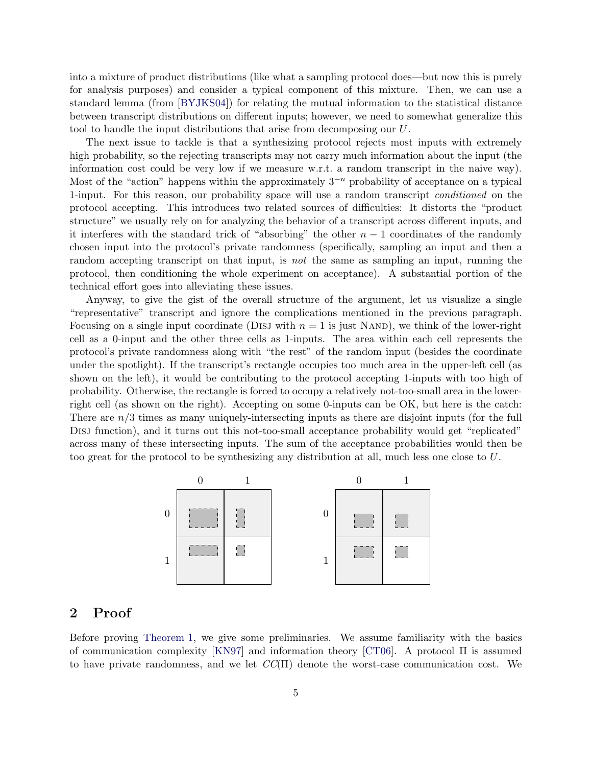into a mixture of product distributions (like what a sampling protocol does—but now this is purely for analysis purposes) and consider a typical component of this mixture. Then, we can use a standard lemma (from [BYJKS04]) for relating the mutual information to the statistical distance between transcript distributions on different inputs; however, we need to somewhat generalize this tool to handle the input distributions that arise from decomposing our $U$.

The next issue to tackle is that a synthesizing protocol rejects most inputs with extremely high probability, so the rejecting transcripts may not carry much information about the input (the information cost could be very low if we measure w.r.t. a random transcript in the naive way). Most of the "action" happens within the approximately $3^{-n}$ probability of acceptance on a typical 1-input. For this reason, our probability space will use a random transcript *conditioned* on the protocol accepting. This introduces two related sources of difficulties: It distorts the "product structure" we usually rely on for analyzing the behavior of a transcript across different inputs, and it interferes with the standard trick of "absorbing" the other $n-1$ coordinates of the randomly chosen input into the protocol's private randomness (specifically, sampling an input and then a random accepting transcript on that input, is *not* the same as sampling an input, running the protocol, then conditioning the whole experiment on acceptance). A substantial portion of the technical effort goes into alleviating these issues.

Anyway, to give the gist of the overall structure of the argument, let us visualize a single "representative" transcript and ignore the complications mentioned in the previous paragraph. Focusing on a single input coordinate (Disj with $n = 1$ is just Nand), we think of the lower-right cell as a 0-input and the other three cells as 1-inputs. The area within each cell represents the protocol's private randomness along with "the rest" of the random input (besides the coordinate under the spotlight). If the transcript's rectangle occupies too much area in the upper-left cell (as shown on the left), it would be contributing to the protocol accepting 1-inputs with too high of probability. Otherwise, the rectangle is forced to occupy a relatively not-too-small area in the lower-right cell (as shown on the right). Accepting on some 0-inputs can be OK, but here is the catch: There are $n/3$ times as many uniquely-intersecting inputs as there are disjoint inputs (for the full Disj function), and it turns out this not-too-small acceptance probability would get "replicated" across many of these intersecting inputs. The sum of the acceptance probabilities would then be too great for the protocol to be synthesizing any distribution at all, much less one close to $U$.

0 1
0
1

0 1
0
1

## 2 Proof

Before proving Theorem 1, we give some preliminaries. We assume familiarity with the basics of communication complexity [KN97] and information theory [CT06]. A protocol $\Pi$ is assumed to have private randomness, and we let $CC(\Pi)$ denote the worst-case communication cost. We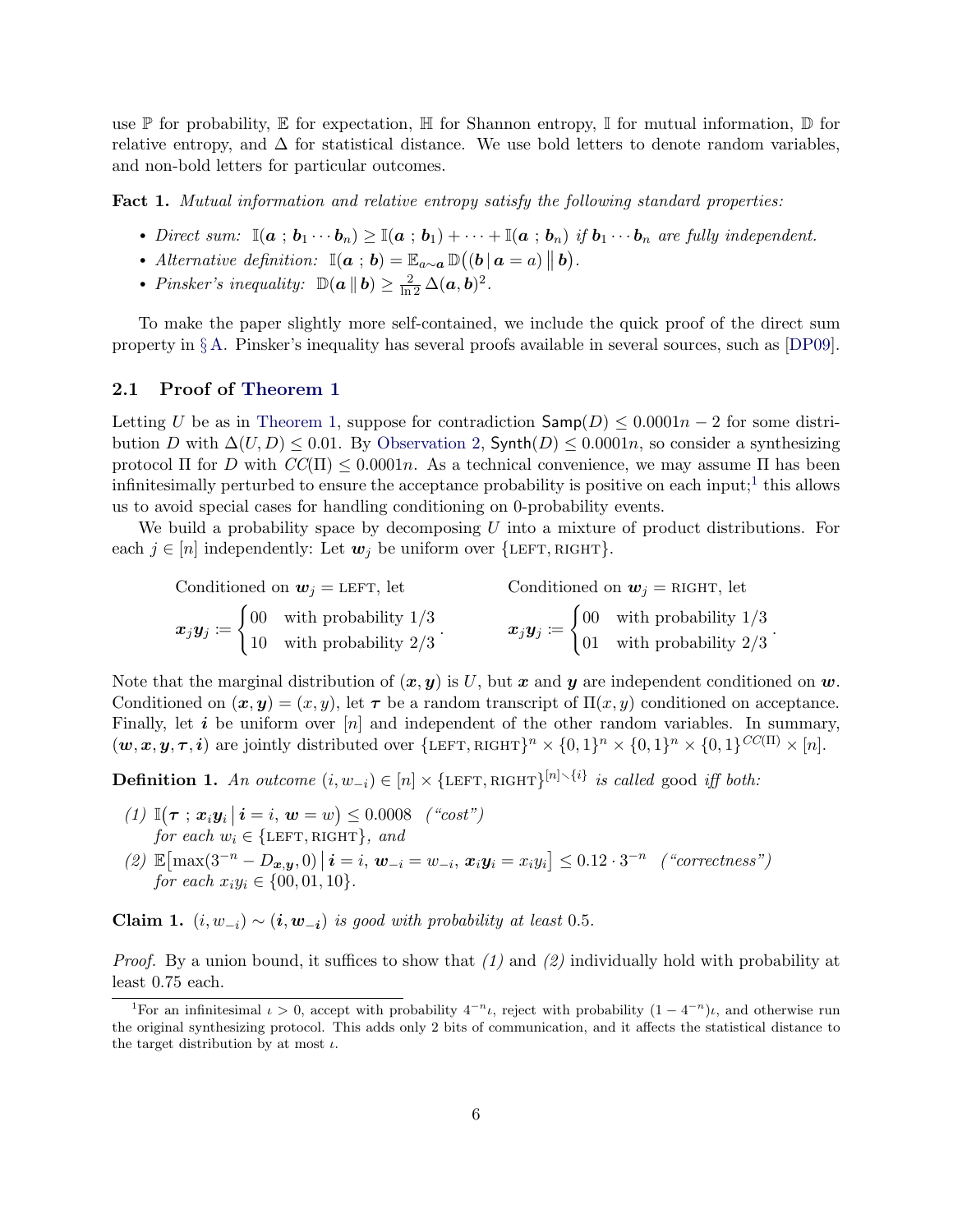use $\mathbb{P}$ for probability, $\mathbb{E}$ for expectation, $\mathbb{H}$ for Shannon entropy, $\mathbb{I}$ for mutual information, $\mathbb{D}$ for relative entropy, and $\Delta$ for statistical distance. We use bold letters to denote random variables, and non-bold letters for particular outcomes.

**Fact 1.** *Mutual information and relative entropy satisfy the following standard properties:*

- *Direct sum:* $\mathbb{I}(\boldsymbol{a} \,;\, \boldsymbol{b}_1 \cdots \boldsymbol{b}_n) \geq \mathbb{I}(\boldsymbol{a} \,;\, \boldsymbol{b}_1) + \cdots + \mathbb{I}(\boldsymbol{a} \,;\, \boldsymbol{b}_n)$ *if* $\boldsymbol{b}_1 \cdots \boldsymbol{b}_n$ *are fully independent.*
- *Alternative definition:* $\mathbb{I}(\boldsymbol{a} \,;\, \boldsymbol{b}) = \mathbb{E}_{a \sim \boldsymbol{a}} \mathbb{D}\big((\boldsymbol{b} \,|\, \boldsymbol{a} = a) \,\big\|\, \boldsymbol{b}\big)$.
- *Pinsker's inequality:* $\mathbb{D}(\boldsymbol{a} \,\|\, \boldsymbol{b}) \geq \frac{2}{\ln 2} \Delta(\boldsymbol{a}, \boldsymbol{b})^2$.

To make the paper slightly more self-contained, we include the quick proof of the direct sum property in § A. Pinsker's inequality has several proofs available in several sources, such as [DP09].

### 2.1 Proof of Theorem 1

Letting $U$ be as in Theorem 1, suppose for contradiction $\mathsf{Samp}(D) \leq 0.0001n - 2$ for some distribution $D$ with $\Delta(U, D) \leq 0.01$. By Observation 2, $\mathsf{Synth}(D) \leq 0.0001n$, so consider a synthesizing protocol $\Pi$ for $D$ with $CC(\Pi) \leq 0.0001n$. As a technical convenience, we may assume $\Pi$ has been infinitesimally perturbed to ensure the acceptance probability is positive on each input;[1] this allows us to avoid special cases for handling conditioning on 0-probability events.

We build a probability space by decomposing $U$ into a mixture of product distributions. For each $j \in [n]$ independently: Let $\boldsymbol{w}_j$ be uniform over $\{\text{LEFT}, \text{RIGHT}\}$.

Conditioned on $\boldsymbol{w}_j = \text{LEFT}$, let

$$\boldsymbol{x}_j \boldsymbol{y}_j := \begin{cases} 00 & \text{with probability } 1/3 \\ 10 & \text{with probability } 2/3 \end{cases}.$$

Conditioned on $\boldsymbol{w}_j = \text{RIGHT}$, let

$$\boldsymbol{x}_j \boldsymbol{y}_j := \begin{cases} 00 & \text{with probability } 1/3 \\ 01 & \text{with probability } 2/3 \end{cases}.$$

Note that the marginal distribution of $(\boldsymbol{x}, \boldsymbol{y})$ is $U$, but $\boldsymbol{x}$ and $\boldsymbol{y}$ are independent conditioned on $\boldsymbol{w}$. Conditioned on $(\boldsymbol{x}, \boldsymbol{y}) = (x, y)$, let $\boldsymbol{\tau}$ be a random transcript of $\Pi(x, y)$ conditioned on acceptance. Finally, let $\boldsymbol{i}$ be uniform over $[n]$ and independent of the other random variables. In summary, $(\boldsymbol{w}, \boldsymbol{x}, \boldsymbol{y}, \boldsymbol{\tau}, \boldsymbol{i})$ are jointly distributed over $\{\text{LEFT}, \text{RIGHT}\}^n \times \{0,1\}^n \times \{0,1\}^n \times \{0,1\}^{CC(\Pi)} \times [n]$.

**Definition 1.** *An outcome* $(i, w_{-i}) \in [n] \times \{\text{LEFT}, \text{RIGHT}\}^{[n] \smallsetminus \{i\}}$ *is called* good *iff both:*

*(1)* $\mathbb{I}\big(\boldsymbol{\tau} \,;\, \boldsymbol{x}_i \boldsymbol{y}_i \,\big|\, \boldsymbol{i} = i,\, \boldsymbol{w} = w\big) \leq 0.0008$ *("cost")*
*for each* $w_i \in \{\text{LEFT}, \text{RIGHT}\}$*, and*

*(2)* $\mathbb{E}\big[\max(3^{-n} - D_{\boldsymbol{x},\boldsymbol{y}}, 0) \,\big|\, \boldsymbol{i} = i,\, \boldsymbol{w}_{-i} = w_{-i},\, \boldsymbol{x}_i \boldsymbol{y}_i = x_i y_i\big] \leq 0.12 \cdot 3^{-n}$ *("correctness")*
*for each* $x_i y_i \in \{00, 01, 10\}$.

**Claim 1.** $(i, w_{-i}) \sim (\boldsymbol{i}, \boldsymbol{w}_{-\boldsymbol{i}})$ *is good with probability at least* 0.5.

*Proof.* By a union bound, it suffices to show that *(1)* and *(2)* individually hold with probability at least 0.75 each.

[1] For an infinitesimal $\iota > 0$, accept with probability $4^{-n}\iota$, reject with probability $(1 - 4^{-n})\iota$, and otherwise run the original synthesizing protocol. This adds only 2 bits of communication, and it affects the statistical distance to the target distribution by at most $\iota$.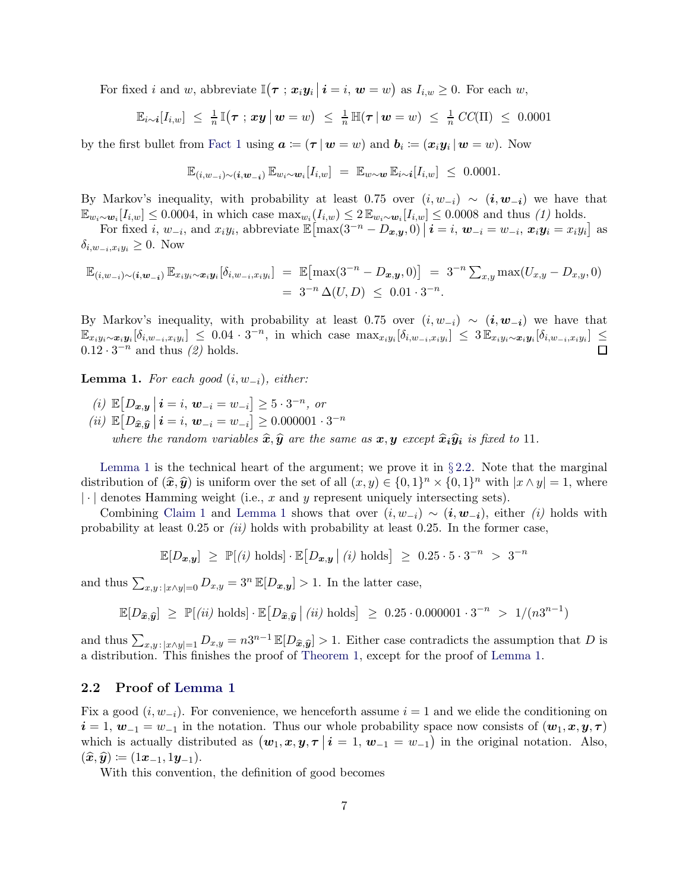For fixed $i$ and $w$, abbreviate $\mathbb{I}(\boldsymbol{\tau} \,;\, \boldsymbol{x}_i\boldsymbol{y}_i \,|\, \boldsymbol{i} = i,\, \boldsymbol{w} = w)$ as $I_{i,w} \geq 0$. For each $w$,

$$\mathbb{E}_{i\sim\boldsymbol{i}}[I_{i,w}] \;\leq\; \tfrac{1}{n}\,\mathbb{I}(\boldsymbol{\tau} \,;\, \boldsymbol{xy} \,|\, \boldsymbol{w} = w) \;\leq\; \tfrac{1}{n}\,\mathbb{H}(\boldsymbol{\tau} \,|\, \boldsymbol{w} = w) \;\leq\; \tfrac{1}{n}\,CC(\Pi) \;\leq\; 0.0001$$

by the first bullet from Fact 1 using $\boldsymbol{a} \coloneqq (\boldsymbol{\tau} \,|\, \boldsymbol{w} = w)$ and $\boldsymbol{b}_i \coloneqq (\boldsymbol{x}_i\boldsymbol{y}_i \,|\, \boldsymbol{w} = w)$. Now

$$\mathbb{E}_{(i,w_{-i})\sim(\boldsymbol{i},\boldsymbol{w}_{-\boldsymbol{i}})}\,\mathbb{E}_{w_i\sim\boldsymbol{w}_i}[I_{i,w}] \;=\; \mathbb{E}_{w\sim\boldsymbol{w}}\,\mathbb{E}_{i\sim\boldsymbol{i}}[I_{i,w}] \;\leq\; 0.0001.$$

By Markov's inequality, with probability at least 0.75 over $(i,w_{-i}) \sim (\boldsymbol{i},\boldsymbol{w}_{-\boldsymbol{i}})$ we have that $\mathbb{E}_{w_i\sim\boldsymbol{w}_i}[I_{i,w}] \leq 0.0004$, in which case $\max_{w_i}(I_{i,w}) \leq 2\,\mathbb{E}_{w_i\sim\boldsymbol{w}_i}[I_{i,w}] \leq 0.0008$ and thus *(1)* holds.

For fixed $i$, $w_{-i}$, and $x_iy_i$, abbreviate $\mathbb{E}\big[\max(3^{-n} - D_{\boldsymbol{x},\boldsymbol{y}}, 0) \,\big|\, \boldsymbol{i} = i,\, \boldsymbol{w}_{-i} = w_{-i},\, \boldsymbol{x}_i\boldsymbol{y}_i = x_iy_i\big]$ as $\delta_{i,w_{-i},x_iy_i} \geq 0$. Now

$$\begin{aligned}\mathbb{E}_{(i,w_{-i})\sim(\boldsymbol{i},\boldsymbol{w}_{-\boldsymbol{i}})}\,\mathbb{E}_{x_iy_i\sim\boldsymbol{x}_i\boldsymbol{y}_i}[\delta_{i,w_{-i},x_iy_i}] \;&=\; \mathbb{E}\big[\max(3^{-n} - D_{\boldsymbol{x},\boldsymbol{y}}, 0)\big] \;=\; 3^{-n}\textstyle\sum_{x,y}\max(U_{x,y} - D_{x,y}, 0)\\ &=\; 3^{-n}\,\Delta(U,D) \;\leq\; 0.01\cdot 3^{-n}.\end{aligned}$$

By Markov's inequality, with probability at least 0.75 over $(i,w_{-i}) \sim (\boldsymbol{i},\boldsymbol{w}_{-\boldsymbol{i}})$ we have that $\mathbb{E}_{x_iy_i\sim\boldsymbol{x}_i\boldsymbol{y}_i}[\delta_{i,w_{-i},x_iy_i}] \leq 0.04\cdot 3^{-n}$, in which case $\max_{x_iy_i}[\delta_{i,w_{-i},x_iy_i}] \leq 3\,\mathbb{E}_{x_iy_i\sim\boldsymbol{x}_i\boldsymbol{y}_i}[\delta_{i,w_{-i},x_iy_i}] \leq 0.12\cdot 3^{-n}$ and thus *(2)* holds. □

**Lemma 1.** *For each good $(i,w_{-i})$, either:*

*(i)* $\mathbb{E}\big[D_{\boldsymbol{x},\boldsymbol{y}} \,\big|\, \boldsymbol{i} = i,\, \boldsymbol{w}_{-i} = w_{-i}\big] \geq 5\cdot 3^{-n}$, *or*

*(ii)* $\mathbb{E}\big[D_{\widehat{\boldsymbol{x}},\widehat{\boldsymbol{y}}} \,\big|\, \boldsymbol{i} = i,\, \boldsymbol{w}_{-i} = w_{-i}\big] \geq 0.000001\cdot 3^{-n}$
*where the random variables $\widehat{\boldsymbol{x}},\widehat{\boldsymbol{y}}$ are the same as $\boldsymbol{x},\boldsymbol{y}$ except $\widehat{\boldsymbol{x}}_{\boldsymbol{i}}\widehat{\boldsymbol{y}}_{\boldsymbol{i}}$ is fixed to* 11.

Lemma 1 is the technical heart of the argument; we prove it in § 2.2. Note that the marginal distribution of $(\widehat{\boldsymbol{x}},\widehat{\boldsymbol{y}})$ is uniform over the set of all $(x,y) \in \{0,1\}^n \times \{0,1\}^n$ with $|x \wedge y| = 1$, where $|\cdot|$ denotes Hamming weight (i.e., $x$ and $y$ represent uniquely intersecting sets).

Combining Claim 1 and Lemma 1 shows that over $(i,w_{-i}) \sim (\boldsymbol{i},\boldsymbol{w}_{-\boldsymbol{i}})$, either *(i)* holds with probability at least 0.25 or *(ii)* holds with probability at least 0.25. In the former case,

$$\mathbb{E}[D_{\boldsymbol{x},\boldsymbol{y}}] \;\geq\; \mathbb{P}[\textit{(i)}\text{ holds}]\cdot\mathbb{E}\big[D_{\boldsymbol{x},\boldsymbol{y}} \,\big|\, \textit{(i)}\text{ holds}\big] \;\geq\; 0.25\cdot 5\cdot 3^{-n} \;>\; 3^{-n}$$

and thus $\sum_{x,y\,:\,|x\wedge y|=0} D_{x,y} = 3^n\,\mathbb{E}[D_{\boldsymbol{x},\boldsymbol{y}}] > 1$. In the latter case,

$$\mathbb{E}[D_{\widehat{\boldsymbol{x}},\widehat{\boldsymbol{y}}}] \;\geq\; \mathbb{P}[\textit{(ii)}\text{ holds}]\cdot\mathbb{E}\big[D_{\widehat{\boldsymbol{x}},\widehat{\boldsymbol{y}}} \,\big|\, \textit{(ii)}\text{ holds}\big] \;\geq\; 0.25\cdot 0.000001\cdot 3^{-n} \;>\; 1/(n3^{n-1})$$

and thus $\sum_{x,y\,:\,|x\wedge y|=1} D_{x,y} = n3^{n-1}\,\mathbb{E}[D_{\widehat{\boldsymbol{x}},\widehat{\boldsymbol{y}}}] > 1$. Either case contradicts the assumption that $D$ is a distribution. This finishes the proof of Theorem 1, except for the proof of Lemma 1.

## 2.2 Proof of Lemma 1

Fix a good $(i,w_{-i})$. For convenience, we henceforth assume $i = 1$ and we elide the conditioning on $\boldsymbol{i} = 1$, $\boldsymbol{w}_{-1} = w_{-1}$ in the notation. Thus our whole probability space now consists of $(\boldsymbol{w}_1,\boldsymbol{x},\boldsymbol{y},\boldsymbol{\tau})$ which is actually distributed as $\big(\boldsymbol{w}_1,\boldsymbol{x},\boldsymbol{y},\boldsymbol{\tau} \,\big|\, \boldsymbol{i} = 1,\, \boldsymbol{w}_{-1} = w_{-1}\big)$ in the original notation. Also, $(\widehat{\boldsymbol{x}},\widehat{\boldsymbol{y}}) \coloneqq (1\boldsymbol{x}_{-1}, 1\boldsymbol{y}_{-1})$.

With this convention, the definition of good becomes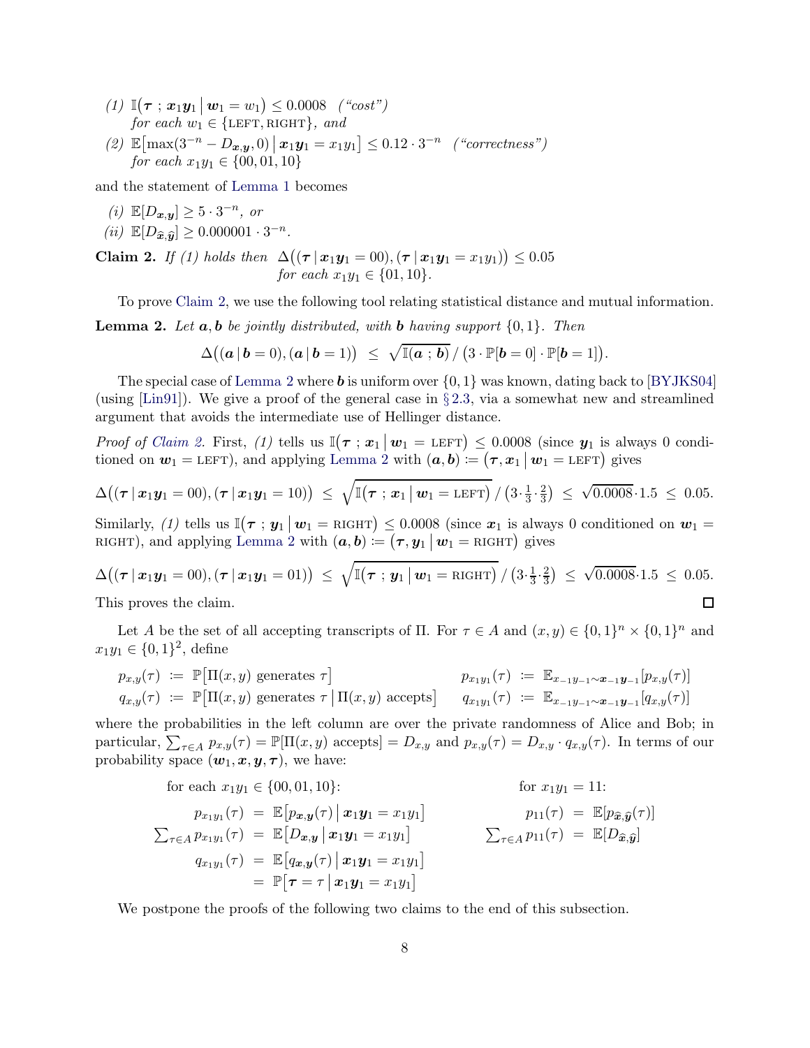*(1)* $\mathbb{I}\big(\boldsymbol{\tau}\ ;\ \boldsymbol{x}_1\boldsymbol{y}_1 \,\big|\, \boldsymbol{w}_1 = w_1\big) \le 0.0008$ *("cost")*
*for each* $w_1 \in \{\text{LEFT}, \text{RIGHT}\}$, *and*

*(2)* $\mathbb{E}\big[\max(3^{-n} - D_{\boldsymbol{x},\boldsymbol{y}}, 0) \,\big|\, \boldsymbol{x}_1\boldsymbol{y}_1 = x_1y_1\big] \le 0.12 \cdot 3^{-n}$ *("correctness")*
*for each* $x_1y_1 \in \{00, 01, 10\}$

and the statement of Lemma 1 becomes

*(i)* $\mathbb{E}[D_{\boldsymbol{x},\boldsymbol{y}}] \ge 5 \cdot 3^{-n}$, *or*

*(ii)* $\mathbb{E}[D_{\widehat{\boldsymbol{x}},\widehat{\boldsymbol{y}}}] \ge 0.000001 \cdot 3^{-n}$.

**Claim 2.** *If (1) holds then* $\Delta\big((\boldsymbol{\tau} \,|\, \boldsymbol{x}_1\boldsymbol{y}_1 = 00), (\boldsymbol{\tau} \,|\, \boldsymbol{x}_1\boldsymbol{y}_1 = x_1y_1)\big) \le 0.05$ *for each* $x_1y_1 \in \{01, 10\}$.

To prove Claim 2, we use the following tool relating statistical distance and mutual information.

**Lemma 2.** *Let* $\boldsymbol{a}, \boldsymbol{b}$ *be jointly distributed, with* $\boldsymbol{b}$ *having support* $\{0, 1\}$. *Then*

$$\Delta\big((\boldsymbol{a} \,|\, \boldsymbol{b} = 0), (\boldsymbol{a} \,|\, \boldsymbol{b} = 1)\big) \ \le\ \sqrt{\mathbb{I}(\boldsymbol{a}\ ;\ \boldsymbol{b})\,/\,\big(3 \cdot \mathbb{P}[\boldsymbol{b} = 0] \cdot \mathbb{P}[\boldsymbol{b} = 1]\big)}.$$

The special case of Lemma 2 where $\boldsymbol{b}$ is uniform over $\{0, 1\}$ was known, dating back to [BYJKS04] (using [Lin91]). We give a proof of the general case in §2.3, via a somewhat new and streamlined argument that avoids the intermediate use of Hellinger distance.

*Proof of Claim 2.* First, *(1)* tells us $\mathbb{I}\big(\boldsymbol{\tau}\ ;\ \boldsymbol{x}_1 \,\big|\, \boldsymbol{w}_1 = \text{LEFT}\big) \le 0.0008$ (since $\boldsymbol{y}_1$ is always 0 conditioned on $\boldsymbol{w}_1 = \text{LEFT}$), and applying Lemma 2 with $(\boldsymbol{a}, \boldsymbol{b}) \coloneqq \big(\boldsymbol{\tau}, \boldsymbol{x}_1 \,\big|\, \boldsymbol{w}_1 = \text{LEFT}\big)$ gives

$$\Delta\big((\boldsymbol{\tau} \,|\, \boldsymbol{x}_1\boldsymbol{y}_1 = 00), (\boldsymbol{\tau} \,|\, \boldsymbol{x}_1\boldsymbol{y}_1 = 10)\big) \ \le\ \sqrt{\mathbb{I}\big(\boldsymbol{\tau}\ ;\ \boldsymbol{x}_1 \,\big|\, \boldsymbol{w}_1 = \text{LEFT}\big)\,/\,\big(3 \cdot \tfrac{1}{3} \cdot \tfrac{2}{3}\big)} \ \le\ \sqrt{0.0008} \cdot 1.5 \ \le\ 0.05.$$

Similarly, *(1)* tells us $\mathbb{I}\big(\boldsymbol{\tau}\ ;\ \boldsymbol{y}_1 \,\big|\, \boldsymbol{w}_1 = \text{RIGHT}\big) \le 0.0008$ (since $\boldsymbol{x}_1$ is always 0 conditioned on $\boldsymbol{w}_1 = \text{RIGHT}$), and applying Lemma 2 with $(\boldsymbol{a}, \boldsymbol{b}) \coloneqq \big(\boldsymbol{\tau}, \boldsymbol{y}_1 \,\big|\, \boldsymbol{w}_1 = \text{RIGHT}\big)$ gives

$$\Delta\big((\boldsymbol{\tau} \,|\, \boldsymbol{x}_1\boldsymbol{y}_1 = 00), (\boldsymbol{\tau} \,|\, \boldsymbol{x}_1\boldsymbol{y}_1 = 01)\big) \ \le\ \sqrt{\mathbb{I}\big(\boldsymbol{\tau}\ ;\ \boldsymbol{y}_1 \,\big|\, \boldsymbol{w}_1 = \text{RIGHT}\big)\,/\,\big(3 \cdot \tfrac{1}{3} \cdot \tfrac{2}{3}\big)} \ \le\ \sqrt{0.0008} \cdot 1.5 \ \le\ 0.05.$$

This proves the claim. ☐

Let $A$ be the set of all accepting transcripts of $\Pi$. For $\tau \in A$ and $(x, y) \in \{0,1\}^n \times \{0,1\}^n$ and $x_1y_1 \in \{0,1\}^2$, define

$$p_{x,y}(\tau) \coloneqq \mathbb{P}\big[\Pi(x, y) \text{ generates } \tau\big] \qquad\qquad p_{x_1y_1}(\tau) \coloneqq \mathbb{E}_{x_{-1}y_{-1} \sim \boldsymbol{x}_{-1}\boldsymbol{y}_{-1}}[p_{x,y}(\tau)]$$

$$q_{x,y}(\tau) \coloneqq \mathbb{P}\big[\Pi(x, y) \text{ generates } \tau \,\big|\, \Pi(x, y) \text{ accepts}\big] \qquad q_{x_1y_1}(\tau) \coloneqq \mathbb{E}_{x_{-1}y_{-1} \sim \boldsymbol{x}_{-1}\boldsymbol{y}_{-1}}[q_{x,y}(\tau)]$$

where the probabilities in the left column are over the private randomness of Alice and Bob; in particular, $\sum_{\tau \in A} p_{x,y}(\tau) = \mathbb{P}[\Pi(x, y) \text{ accepts}] = D_{x,y}$ and $p_{x,y}(\tau) = D_{x,y} \cdot q_{x,y}(\tau)$. In terms of our probability space $(\boldsymbol{w}_1, \boldsymbol{x}, \boldsymbol{y}, \boldsymbol{\tau})$, we have:

for each $x_1y_1 \in \{00, 01, 10\}$:

$$\begin{aligned}
p_{x_1y_1}(\tau) &= \mathbb{E}\big[p_{\boldsymbol{x},\boldsymbol{y}}(\tau) \,\big|\, \boldsymbol{x}_1\boldsymbol{y}_1 = x_1y_1\big] \\
\textstyle\sum_{\tau \in A} p_{x_1y_1}(\tau) &= \mathbb{E}\big[D_{\boldsymbol{x},\boldsymbol{y}} \,\big|\, \boldsymbol{x}_1\boldsymbol{y}_1 = x_1y_1\big] \\
q_{x_1y_1}(\tau) &= \mathbb{E}\big[q_{\boldsymbol{x},\boldsymbol{y}}(\tau) \,\big|\, \boldsymbol{x}_1\boldsymbol{y}_1 = x_1y_1\big] \\
&= \mathbb{P}\big[\boldsymbol{\tau} = \tau \,\big|\, \boldsymbol{x}_1\boldsymbol{y}_1 = x_1y_1\big]
\end{aligned}$$

for $x_1y_1 = 11$:

$$\begin{aligned}
p_{11}(\tau) &= \mathbb{E}[p_{\widehat{\boldsymbol{x}},\widehat{\boldsymbol{y}}}(\tau)] \\
\textstyle\sum_{\tau \in A} p_{11}(\tau) &= \mathbb{E}[D_{\widehat{\boldsymbol{x}},\widehat{\boldsymbol{y}}}]
\end{aligned}$$

We postpone the proofs of the following two claims to the end of this subsection.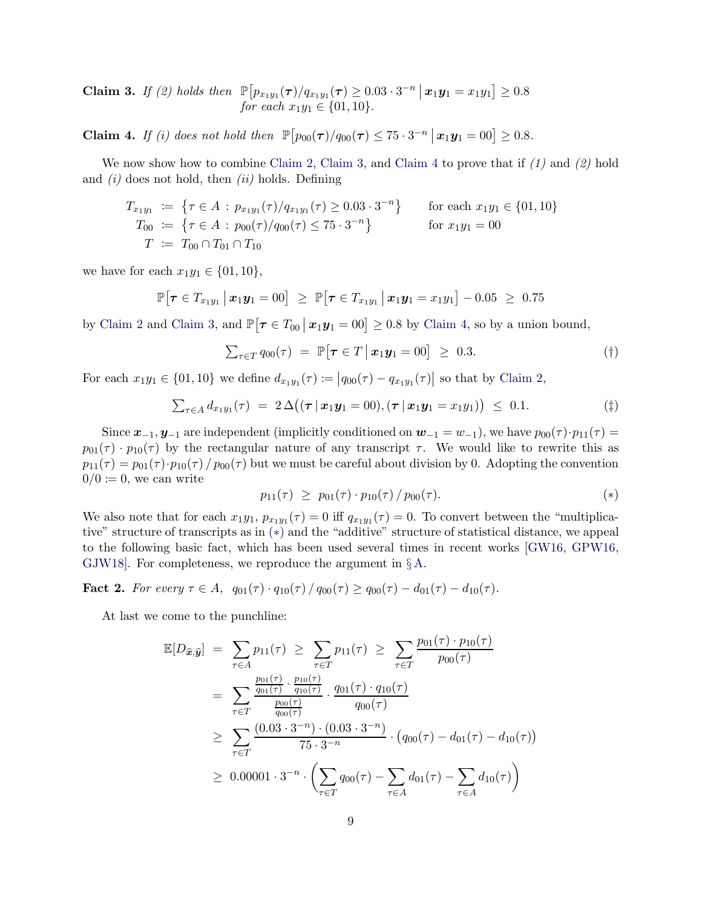**Claim 3.** *If (2) holds then* $\mathbb{P}\big[p_{x_1y_1}(\boldsymbol{\tau})/q_{x_1y_1}(\boldsymbol{\tau}) \geq 0.03\cdot 3^{-n} \,\big|\, \boldsymbol{x}_1\boldsymbol{y}_1 = x_1y_1\big] \geq 0.8$ *for each* $x_1y_1 \in \{01, 10\}$.

**Claim 4.** *If (i) does not hold then* $\mathbb{P}\big[p_{00}(\boldsymbol{\tau})/q_{00}(\boldsymbol{\tau}) \leq 75\cdot 3^{-n} \,\big|\, \boldsymbol{x}_1\boldsymbol{y}_1 = 00\big] \geq 0.8$.

We now show how to combine Claim 2, Claim 3, and Claim 4 to prove that if *(1)* and *(2)* hold and *(i)* does not hold, then *(ii)* holds. Defining

$$
\begin{aligned}
T_{x_1y_1} &:= \big\{\tau \in A : p_{x_1y_1}(\tau)/q_{x_1y_1}(\tau) \geq 0.03\cdot 3^{-n}\big\} && \text{for each } x_1y_1 \in \{01, 10\}\\
T_{00} &:= \big\{\tau \in A : p_{00}(\tau)/q_{00}(\tau) \leq 75\cdot 3^{-n}\big\} && \text{for } x_1y_1 = 00\\
T &:= T_{00} \cap T_{01} \cap T_{10}
\end{aligned}
$$

we have for each $x_1y_1 \in \{01, 10\}$,

$$
\mathbb{P}\big[\boldsymbol{\tau} \in T_{x_1y_1} \,\big|\, \boldsymbol{x}_1\boldsymbol{y}_1 = 00\big] \;\geq\; \mathbb{P}\big[\boldsymbol{\tau} \in T_{x_1y_1} \,\big|\, \boldsymbol{x}_1\boldsymbol{y}_1 = x_1y_1\big] - 0.05 \;\geq\; 0.75
$$

by Claim 2 and Claim 3, and $\mathbb{P}\big[\boldsymbol{\tau} \in T_{00} \,\big|\, \boldsymbol{x}_1\boldsymbol{y}_1 = 00\big] \geq 0.8$ by Claim 4, so by a union bound,

$$
\textstyle\sum_{\tau\in T} q_{00}(\tau) \;=\; \mathbb{P}\big[\boldsymbol{\tau} \in T \,\big|\, \boldsymbol{x}_1\boldsymbol{y}_1 = 00\big] \;\geq\; 0.3. \tag{$\dagger$}
$$

For each $x_1y_1 \in \{01, 10\}$ we define $d_{x_1y_1}(\tau) := \big|q_{00}(\tau) - q_{x_1y_1}(\tau)\big|$ so that by Claim 2,

$$
\textstyle\sum_{\tau\in A} d_{x_1y_1}(\tau) \;=\; 2\,\Delta\big((\boldsymbol{\tau} \,|\, \boldsymbol{x}_1\boldsymbol{y}_1 = 00), (\boldsymbol{\tau} \,|\, \boldsymbol{x}_1\boldsymbol{y}_1 = x_1y_1)\big) \;\leq\; 0.1. \tag{$\ddagger$}
$$

Since $\boldsymbol{x}_{-1}, \boldsymbol{y}_{-1}$ are independent (implicitly conditioned on $\boldsymbol{w}_{-1} = w_{-1}$), we have $p_{00}(\tau)\cdot p_{11}(\tau) = p_{01}(\tau)\cdot p_{10}(\tau)$ by the rectangular nature of any transcript $\tau$. We would like to rewrite this as $p_{11}(\tau) = p_{01}(\tau)\cdot p_{10}(\tau)\,/\,p_{00}(\tau)$ but we must be careful about division by 0. Adopting the convention $0/0 := 0$, we can write

$$
p_{11}(\tau) \;\geq\; p_{01}(\tau)\cdot p_{10}(\tau)\,/\,p_{00}(\tau). \tag{$*$}
$$

We also note that for each $x_1y_1$, $p_{x_1y_1}(\tau) = 0$ iff $q_{x_1y_1}(\tau) = 0$. To convert between the "multiplicative" structure of transcripts as in $(*)$ and the "additive" structure of statistical distance, we appeal to the following basic fact, which has been used several times in recent works [GW16, GPW16, GJW18]. For completeness, we reproduce the argument in § A.

**Fact 2.** *For every* $\tau \in A$, $q_{01}(\tau)\cdot q_{10}(\tau)\,/\,q_{00}(\tau) \geq q_{00}(\tau) - d_{01}(\tau) - d_{10}(\tau)$.

At last we come to the punchline:

$$
\begin{aligned}
\mathbb{E}[D_{\widehat{\boldsymbol{x}},\widehat{\boldsymbol{y}}}] \;&=\; \sum_{\tau\in A} p_{11}(\tau) \;\geq\; \sum_{\tau\in T} p_{11}(\tau) \;\geq\; \sum_{\tau\in T} \frac{p_{01}(\tau)\cdot p_{10}(\tau)}{p_{00}(\tau)}\\
&=\; \sum_{\tau\in T} \frac{\frac{p_{01}(\tau)}{q_{01}(\tau)}\cdot\frac{p_{10}(\tau)}{q_{10}(\tau)}}{\frac{p_{00}(\tau)}{q_{00}(\tau)}}\cdot\frac{q_{01}(\tau)\cdot q_{10}(\tau)}{q_{00}(\tau)}\\
&\geq\; \sum_{\tau\in T} \frac{(0.03\cdot 3^{-n})\cdot(0.03\cdot 3^{-n})}{75\cdot 3^{-n}}\cdot\big(q_{00}(\tau) - d_{01}(\tau) - d_{10}(\tau)\big)\\
&\geq\; 0.00001\cdot 3^{-n}\cdot\left(\sum_{\tau\in T} q_{00}(\tau) - \sum_{\tau\in A} d_{01}(\tau) - \sum_{\tau\in A} d_{10}(\tau)\right)
\end{aligned}
$$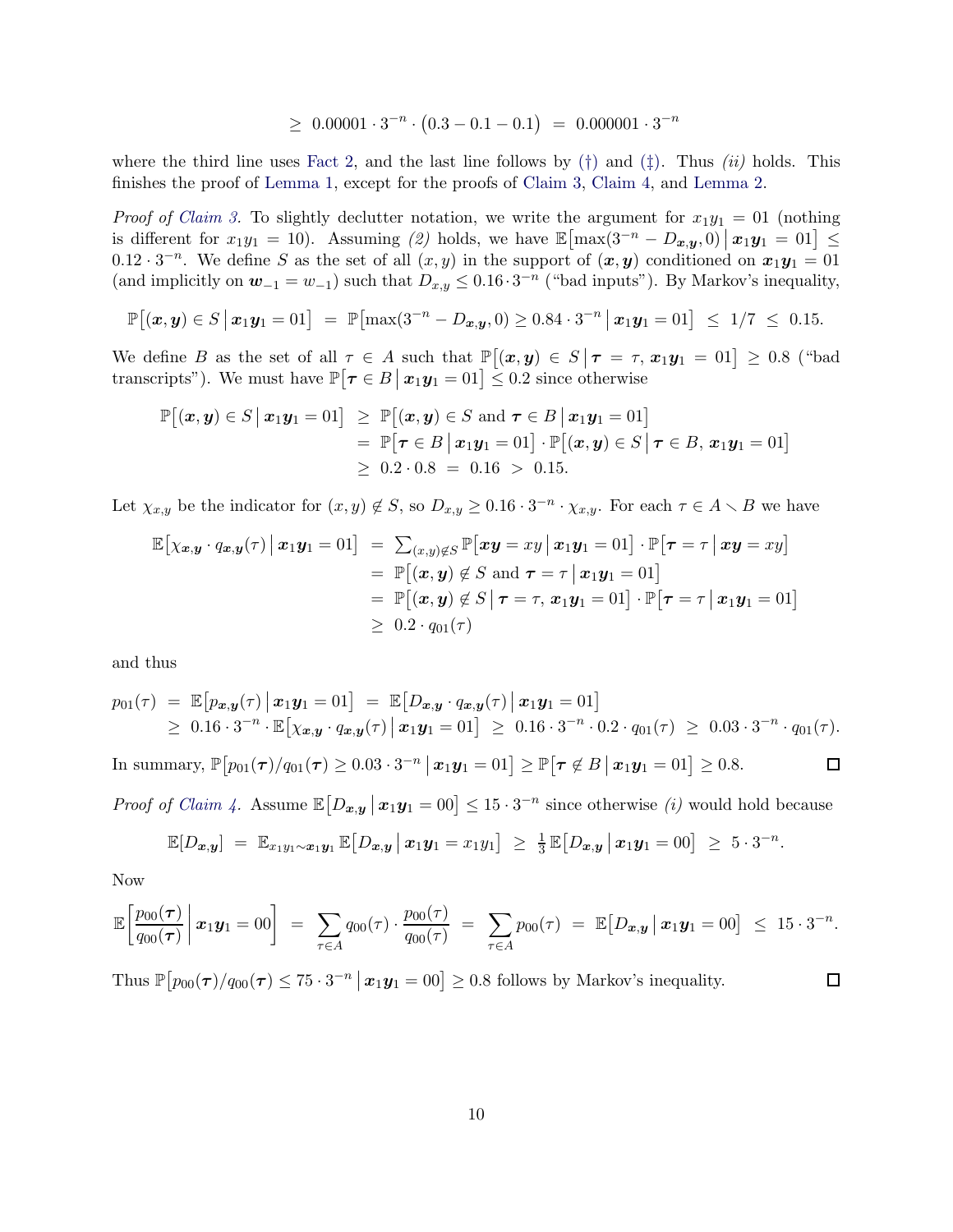$$\geq\ 0.00001 \cdot 3^{-n} \cdot \big(0.3 - 0.1 - 0.1\big) \ =\ 0.000001 \cdot 3^{-n}$$

where the third line uses Fact 2, and the last line follows by (†) and (‡). Thus *(ii)* holds. This finishes the proof of Lemma 1, except for the proofs of Claim 3, Claim 4, and Lemma 2.

*Proof of Claim 3.* To slightly declutter notation, we write the argument for $x_1y_1 = 01$ (nothing is different for $x_1y_1 = 10$). Assuming *(2)* holds, we have $\mathbb{E}\big[\max(3^{-n} - D_{\boldsymbol{x},\boldsymbol{y}}, 0) \,\big|\, \boldsymbol{x}_1\boldsymbol{y}_1 = 01\big] \leq 0.12 \cdot 3^{-n}$. We define $S$ as the set of all $(x,y)$ in the support of $(\boldsymbol{x},\boldsymbol{y})$ conditioned on $\boldsymbol{x}_1\boldsymbol{y}_1 = 01$ (and implicitly on $\boldsymbol{w}_{-1} = w_{-1}$) such that $D_{x,y} \leq 0.16 \cdot 3^{-n}$ ("bad inputs"). By Markov's inequality,

$$\mathbb{P}\big[(\boldsymbol{x},\boldsymbol{y}) \in S \,\big|\, \boldsymbol{x}_1\boldsymbol{y}_1 = 01\big] \ =\ \mathbb{P}\big[\max(3^{-n} - D_{\boldsymbol{x},\boldsymbol{y}}, 0) \geq 0.84 \cdot 3^{-n} \,\big|\, \boldsymbol{x}_1\boldsymbol{y}_1 = 01\big] \ \leq\ 1/7 \ \leq\ 0.15.$$

We define $B$ as the set of all $\tau \in A$ such that $\mathbb{P}\big[(\boldsymbol{x},\boldsymbol{y}) \in S \,\big|\, \boldsymbol{\tau} = \tau,\, \boldsymbol{x}_1\boldsymbol{y}_1 = 01\big] \geq 0.8$ ("bad transcripts"). We must have $\mathbb{P}\big[\boldsymbol{\tau} \in B \,\big|\, \boldsymbol{x}_1\boldsymbol{y}_1 = 01\big] \leq 0.2$ since otherwise

$$\begin{aligned}
\mathbb{P}\big[(\boldsymbol{x},\boldsymbol{y}) \in S \,\big|\, \boldsymbol{x}_1\boldsymbol{y}_1 = 01\big] \ &\geq\ \mathbb{P}\big[(\boldsymbol{x},\boldsymbol{y}) \in S \text{ and } \boldsymbol{\tau} \in B \,\big|\, \boldsymbol{x}_1\boldsymbol{y}_1 = 01\big] \\
&=\ \mathbb{P}\big[\boldsymbol{\tau} \in B \,\big|\, \boldsymbol{x}_1\boldsymbol{y}_1 = 01\big] \cdot \mathbb{P}\big[(\boldsymbol{x},\boldsymbol{y}) \in S \,\big|\, \boldsymbol{\tau} \in B,\, \boldsymbol{x}_1\boldsymbol{y}_1 = 01\big] \\
&\geq\ 0.2 \cdot 0.8 \ =\ 0.16 \ >\ 0.15.
\end{aligned}$$

Let $\chi_{x,y}$ be the indicator for $(x,y) \notin S$, so $D_{x,y} \geq 0.16 \cdot 3^{-n} \cdot \chi_{x,y}$. For each $\tau \in A \setminus B$ we have

$$\begin{aligned}
\mathbb{E}\big[\chi_{\boldsymbol{x},\boldsymbol{y}} \cdot q_{\boldsymbol{x},\boldsymbol{y}}(\tau) \,\big|\, \boldsymbol{x}_1\boldsymbol{y}_1 = 01\big] \ &=\ \textstyle\sum_{(x,y)\notin S} \mathbb{P}\big[\boldsymbol{x}\boldsymbol{y} = xy \,\big|\, \boldsymbol{x}_1\boldsymbol{y}_1 = 01\big] \cdot \mathbb{P}\big[\boldsymbol{\tau} = \tau \,\big|\, \boldsymbol{x}\boldsymbol{y} = xy\big] \\
&=\ \mathbb{P}\big[(\boldsymbol{x},\boldsymbol{y}) \notin S \text{ and } \boldsymbol{\tau} = \tau \,\big|\, \boldsymbol{x}_1\boldsymbol{y}_1 = 01\big] \\
&=\ \mathbb{P}\big[(\boldsymbol{x},\boldsymbol{y}) \notin S \,\big|\, \boldsymbol{\tau} = \tau,\, \boldsymbol{x}_1\boldsymbol{y}_1 = 01\big] \cdot \mathbb{P}\big[\boldsymbol{\tau} = \tau \,\big|\, \boldsymbol{x}_1\boldsymbol{y}_1 = 01\big] \\
&\geq\ 0.2 \cdot q_{01}(\tau)
\end{aligned}$$

and thus

$$\begin{aligned}
p_{01}(\tau) \ &=\ \mathbb{E}\big[p_{\boldsymbol{x},\boldsymbol{y}}(\tau) \,\big|\, \boldsymbol{x}_1\boldsymbol{y}_1 = 01\big] \ =\ \mathbb{E}\big[D_{\boldsymbol{x},\boldsymbol{y}} \cdot q_{\boldsymbol{x},\boldsymbol{y}}(\tau) \,\big|\, \boldsymbol{x}_1\boldsymbol{y}_1 = 01\big] \\
&\geq\ 0.16 \cdot 3^{-n} \cdot \mathbb{E}\big[\chi_{\boldsymbol{x},\boldsymbol{y}} \cdot q_{\boldsymbol{x},\boldsymbol{y}}(\tau) \,\big|\, \boldsymbol{x}_1\boldsymbol{y}_1 = 01\big] \ \geq\ 0.16 \cdot 3^{-n} \cdot 0.2 \cdot q_{01}(\tau) \ \geq\ 0.03 \cdot 3^{-n} \cdot q_{01}(\tau).
\end{aligned}$$

In summary, $\mathbb{P}\big[p_{01}(\boldsymbol{\tau})/q_{01}(\boldsymbol{\tau}) \geq 0.03 \cdot 3^{-n} \,\big|\, \boldsymbol{x}_1\boldsymbol{y}_1 = 01\big] \geq \mathbb{P}\big[\boldsymbol{\tau} \notin B \,\big|\, \boldsymbol{x}_1\boldsymbol{y}_1 = 01\big] \geq 0.8$. ☐

*Proof of Claim 4.* Assume $\mathbb{E}\big[D_{\boldsymbol{x},\boldsymbol{y}} \,\big|\, \boldsymbol{x}_1\boldsymbol{y}_1 = 00\big] \leq 15 \cdot 3^{-n}$ since otherwise *(i)* would hold because

$$\mathbb{E}[D_{\boldsymbol{x},\boldsymbol{y}}] \ =\ \mathbb{E}_{x_1y_1 \sim \boldsymbol{x}_1\boldsymbol{y}_1} \mathbb{E}\big[D_{\boldsymbol{x},\boldsymbol{y}} \,\big|\, \boldsymbol{x}_1\boldsymbol{y}_1 = x_1y_1\big] \ \geq\ \tfrac{1}{3}\, \mathbb{E}\big[D_{\boldsymbol{x},\boldsymbol{y}} \,\big|\, \boldsymbol{x}_1\boldsymbol{y}_1 = 00\big] \ \geq\ 5 \cdot 3^{-n}.$$

Now

$$\mathbb{E}\left[\frac{p_{00}(\boldsymbol{\tau})}{q_{00}(\boldsymbol{\tau})} \,\middle|\, \boldsymbol{x}_1\boldsymbol{y}_1 = 00\right] \ =\ \sum_{\tau \in A} q_{00}(\tau) \cdot \frac{p_{00}(\tau)}{q_{00}(\tau)} \ =\ \sum_{\tau \in A} p_{00}(\tau) \ =\ \mathbb{E}\big[D_{\boldsymbol{x},\boldsymbol{y}} \,\big|\, \boldsymbol{x}_1\boldsymbol{y}_1 = 00\big] \ \leq\ 15 \cdot 3^{-n}.$$

Thus $\mathbb{P}\big[p_{00}(\boldsymbol{\tau})/q_{00}(\boldsymbol{\tau}) \leq 75 \cdot 3^{-n} \,\big|\, \boldsymbol{x}_1\boldsymbol{y}_1 = 00\big] \geq 0.8$ follows by Markov's inequality. ☐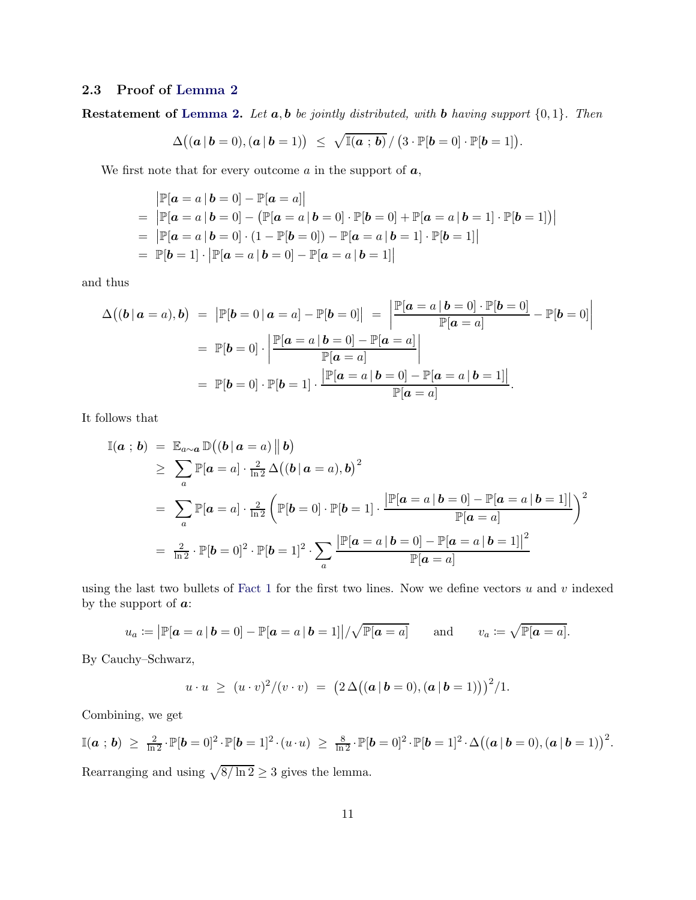### 2.3 Proof of Lemma 2

**Restatement of Lemma 2.** *Let $\boldsymbol{a}, \boldsymbol{b}$ be jointly distributed, with $\boldsymbol{b}$ having support $\{0,1\}$. Then*

$$\Delta\big((\boldsymbol{a} \,|\, \boldsymbol{b}=0), (\boldsymbol{a} \,|\, \boldsymbol{b}=1)\big) \;\leq\; \sqrt{\mathbb{I}(\boldsymbol{a}\,;\,\boldsymbol{b})} \,/\, \big(3 \cdot \mathbb{P}[\boldsymbol{b}=0] \cdot \mathbb{P}[\boldsymbol{b}=1]\big).$$

We first note that for every outcome $a$ in the support of $\boldsymbol{a}$,

$$\begin{aligned}
&\big|\mathbb{P}[\boldsymbol{a}=a \,|\, \boldsymbol{b}=0] - \mathbb{P}[\boldsymbol{a}=a]\big| \\
=\;& \big|\mathbb{P}[\boldsymbol{a}=a \,|\, \boldsymbol{b}=0] - \big(\mathbb{P}[\boldsymbol{a}=a \,|\, \boldsymbol{b}=0] \cdot \mathbb{P}[\boldsymbol{b}=0] + \mathbb{P}[\boldsymbol{a}=a \,|\, \boldsymbol{b}=1] \cdot \mathbb{P}[\boldsymbol{b}=1]\big)\big| \\
=\;& \big|\mathbb{P}[\boldsymbol{a}=a \,|\, \boldsymbol{b}=0] \cdot (1 - \mathbb{P}[\boldsymbol{b}=0]) - \mathbb{P}[\boldsymbol{a}=a \,|\, \boldsymbol{b}=1] \cdot \mathbb{P}[\boldsymbol{b}=1]\big| \\
=\;& \mathbb{P}[\boldsymbol{b}=1] \cdot \big|\mathbb{P}[\boldsymbol{a}=a \,|\, \boldsymbol{b}=0] - \mathbb{P}[\boldsymbol{a}=a \,|\, \boldsymbol{b}=1]\big|
\end{aligned}$$

and thus

$$\begin{aligned}
\Delta\big((\boldsymbol{b} \,|\, \boldsymbol{a}=a), \boldsymbol{b}\big) \;&=\; \big|\mathbb{P}[\boldsymbol{b}=0 \,|\, \boldsymbol{a}=a] - \mathbb{P}[\boldsymbol{b}=0]\big| \;=\; \left|\frac{\mathbb{P}[\boldsymbol{a}=a \,|\, \boldsymbol{b}=0] \cdot \mathbb{P}[\boldsymbol{b}=0]}{\mathbb{P}[\boldsymbol{a}=a]} - \mathbb{P}[\boldsymbol{b}=0]\right| \\
&=\; \mathbb{P}[\boldsymbol{b}=0] \cdot \left|\frac{\mathbb{P}[\boldsymbol{a}=a \,|\, \boldsymbol{b}=0] - \mathbb{P}[\boldsymbol{a}=a]}{\mathbb{P}[\boldsymbol{a}=a]}\right| \\
&=\; \mathbb{P}[\boldsymbol{b}=0] \cdot \mathbb{P}[\boldsymbol{b}=1] \cdot \frac{\big|\mathbb{P}[\boldsymbol{a}=a \,|\, \boldsymbol{b}=0] - \mathbb{P}[\boldsymbol{a}=a \,|\, \boldsymbol{b}=1]\big|}{\mathbb{P}[\boldsymbol{a}=a]}.
\end{aligned}$$

It follows that

$$\begin{aligned}
\mathbb{I}(\boldsymbol{a}\,;\,\boldsymbol{b}) \;&=\; \mathbb{E}_{a\sim\boldsymbol{a}}\, \mathbb{D}\big((\boldsymbol{b} \,|\, \boldsymbol{a}=a) \,\big\|\, \boldsymbol{b}\big) \\
&\geq\; \sum_a \mathbb{P}[\boldsymbol{a}=a] \cdot \tfrac{2}{\ln 2}\, \Delta\big((\boldsymbol{b} \,|\, \boldsymbol{a}=a), \boldsymbol{b}\big)^2 \\
&=\; \sum_a \mathbb{P}[\boldsymbol{a}=a] \cdot \tfrac{2}{\ln 2} \left(\mathbb{P}[\boldsymbol{b}=0] \cdot \mathbb{P}[\boldsymbol{b}=1] \cdot \frac{\big|\mathbb{P}[\boldsymbol{a}=a \,|\, \boldsymbol{b}=0] - \mathbb{P}[\boldsymbol{a}=a \,|\, \boldsymbol{b}=1]\big|}{\mathbb{P}[\boldsymbol{a}=a]}\right)^2 \\
&=\; \tfrac{2}{\ln 2} \cdot \mathbb{P}[\boldsymbol{b}=0]^2 \cdot \mathbb{P}[\boldsymbol{b}=1]^2 \cdot \sum_a \frac{\big|\mathbb{P}[\boldsymbol{a}=a \,|\, \boldsymbol{b}=0] - \mathbb{P}[\boldsymbol{a}=a \,|\, \boldsymbol{b}=1]\big|^2}{\mathbb{P}[\boldsymbol{a}=a]}
\end{aligned}$$

using the last two bullets of Fact 1 for the first two lines. Now we define vectors $u$ and $v$ indexed by the support of $\boldsymbol{a}$:

$$u_a \coloneqq \big|\mathbb{P}[\boldsymbol{a}=a \,|\, \boldsymbol{b}=0] - \mathbb{P}[\boldsymbol{a}=a \,|\, \boldsymbol{b}=1]\big| / \sqrt{\mathbb{P}[\boldsymbol{a}=a]} \qquad \text{and} \qquad v_a \coloneqq \sqrt{\mathbb{P}[\boldsymbol{a}=a]}.$$

By Cauchy–Schwarz,

$$u \cdot u \;\geq\; (u \cdot v)^2 / (v \cdot v) \;=\; \big(2\,\Delta\big((\boldsymbol{a} \,|\, \boldsymbol{b}=0), (\boldsymbol{a} \,|\, \boldsymbol{b}=1)\big)\big)^2 / 1.$$

Combining, we get

$$\mathbb{I}(\boldsymbol{a}\,;\,\boldsymbol{b}) \;\geq\; \tfrac{2}{\ln 2} \cdot \mathbb{P}[\boldsymbol{b}=0]^2 \cdot \mathbb{P}[\boldsymbol{b}=1]^2 \cdot (u \cdot u) \;\geq\; \tfrac{8}{\ln 2} \cdot \mathbb{P}[\boldsymbol{b}=0]^2 \cdot \mathbb{P}[\boldsymbol{b}=1]^2 \cdot \Delta\big((\boldsymbol{a} \,|\, \boldsymbol{b}=0), (\boldsymbol{a} \,|\, \boldsymbol{b}=1)\big)^2.$$

Rearranging and using $\sqrt{8/\ln 2} \geq 3$ gives the lemma.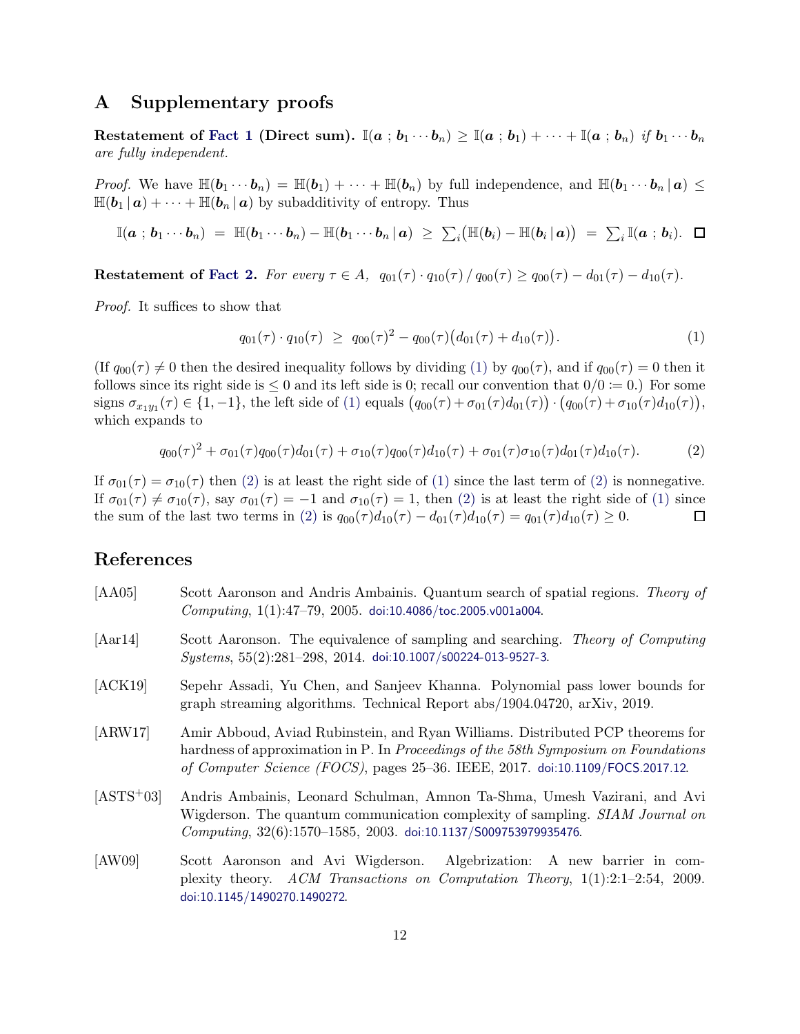# A Supplementary proofs

**Restatement of Fact 1 (Direct sum).** *$\mathbb{I}(\boldsymbol{a} \,;\, \boldsymbol{b}_1 \cdots \boldsymbol{b}_n) \geq \mathbb{I}(\boldsymbol{a} \,;\, \boldsymbol{b}_1) + \cdots + \mathbb{I}(\boldsymbol{a} \,;\, \boldsymbol{b}_n)$ if $\boldsymbol{b}_1 \cdots \boldsymbol{b}_n$ are fully independent.*

*Proof.* We have $\mathbb{H}(\boldsymbol{b}_1 \cdots \boldsymbol{b}_n) = \mathbb{H}(\boldsymbol{b}_1) + \cdots + \mathbb{H}(\boldsymbol{b}_n)$ by full independence, and $\mathbb{H}(\boldsymbol{b}_1 \cdots \boldsymbol{b}_n \,|\, \boldsymbol{a}) \leq \mathbb{H}(\boldsymbol{b}_1 \,|\, \boldsymbol{a}) + \cdots + \mathbb{H}(\boldsymbol{b}_n \,|\, \boldsymbol{a})$ by subadditivity of entropy. Thus

$$\mathbb{I}(\boldsymbol{a} \,;\, \boldsymbol{b}_1 \cdots \boldsymbol{b}_n) \;=\; \mathbb{H}(\boldsymbol{b}_1 \cdots \boldsymbol{b}_n) - \mathbb{H}(\boldsymbol{b}_1 \cdots \boldsymbol{b}_n \,|\, \boldsymbol{a}) \;\geq\; \textstyle\sum_i \big(\mathbb{H}(\boldsymbol{b}_i) - \mathbb{H}(\boldsymbol{b}_i \,|\, \boldsymbol{a})\big) \;=\; \textstyle\sum_i \mathbb{I}(\boldsymbol{a} \,;\, \boldsymbol{b}_i). \quad \square$$

**Restatement of Fact 2.** *For every $\tau \in A$, $q_{01}(\tau) \cdot q_{10}(\tau) \,/\, q_{00}(\tau) \geq q_{00}(\tau) - d_{01}(\tau) - d_{10}(\tau)$.*

*Proof.* It suffices to show that

$$q_{01}(\tau) \cdot q_{10}(\tau) \;\geq\; q_{00}(\tau)^2 - q_{00}(\tau)\big(d_{01}(\tau) + d_{10}(\tau)\big). \tag{1}$$

(If $q_{00}(\tau) \neq 0$ then the desired inequality follows by dividing (1) by $q_{00}(\tau)$, and if $q_{00}(\tau) = 0$ then it follows since its right side is $\leq 0$ and its left side is 0; recall our convention that $0/0 := 0$.) For some signs $\sigma_{x_1y_1}(\tau) \in \{1, -1\}$, the left side of (1) equals $\big(q_{00}(\tau) + \sigma_{01}(\tau)d_{01}(\tau)\big) \cdot \big(q_{00}(\tau) + \sigma_{10}(\tau)d_{10}(\tau)\big)$, which expands to

$$q_{00}(\tau)^2 + \sigma_{01}(\tau)q_{00}(\tau)d_{01}(\tau) + \sigma_{10}(\tau)q_{00}(\tau)d_{10}(\tau) + \sigma_{01}(\tau)\sigma_{10}(\tau)d_{01}(\tau)d_{10}(\tau). \tag{2}$$

If $\sigma_{01}(\tau) = \sigma_{10}(\tau)$ then (2) is at least the right side of (1) since the last term of (2) is nonnegative. If $\sigma_{01}(\tau) \neq \sigma_{10}(\tau)$, say $\sigma_{01}(\tau) = -1$ and $\sigma_{10}(\tau) = 1$, then (2) is at least the right side of (1) since the sum of the last two terms in (2) is $q_{00}(\tau)d_{10}(\tau) - d_{01}(\tau)d_{10}(\tau) = q_{01}(\tau)d_{10}(\tau) \geq 0$. $\square$

## References

[AA05] Scott Aaronson and Andris Ambainis. Quantum search of spatial regions. *Theory of Computing*, 1(1):47–79, 2005. doi:10.4086/toc.2005.v001a004.

[Aar14] Scott Aaronson. The equivalence of sampling and searching. *Theory of Computing Systems*, 55(2):281–298, 2014. doi:10.1007/s00224-013-9527-3.

[ACK19] Sepehr Assadi, Yu Chen, and Sanjeev Khanna. Polynomial pass lower bounds for graph streaming algorithms. Technical Report abs/1904.04720, arXiv, 2019.

[ARW17] Amir Abboud, Aviad Rubinstein, and Ryan Williams. Distributed PCP theorems for hardness of approximation in P. In *Proceedings of the 58th Symposium on Foundations of Computer Science (FOCS)*, pages 25–36. IEEE, 2017. doi:10.1109/FOCS.2017.12.

[ASTS+03] Andris Ambainis, Leonard Schulman, Amnon Ta-Shma, Umesh Vazirani, and Avi Wigderson. The quantum communication complexity of sampling. *SIAM Journal on Computing*, 32(6):1570–1585, 2003. doi:10.1137/S009753979935476.

[AW09] Scott Aaronson and Avi Wigderson. Algebrization: A new barrier in complexity theory. *ACM Transactions on Computation Theory*, 1(1):2:1–2:54, 2009. doi:10.1145/1490270.1490272.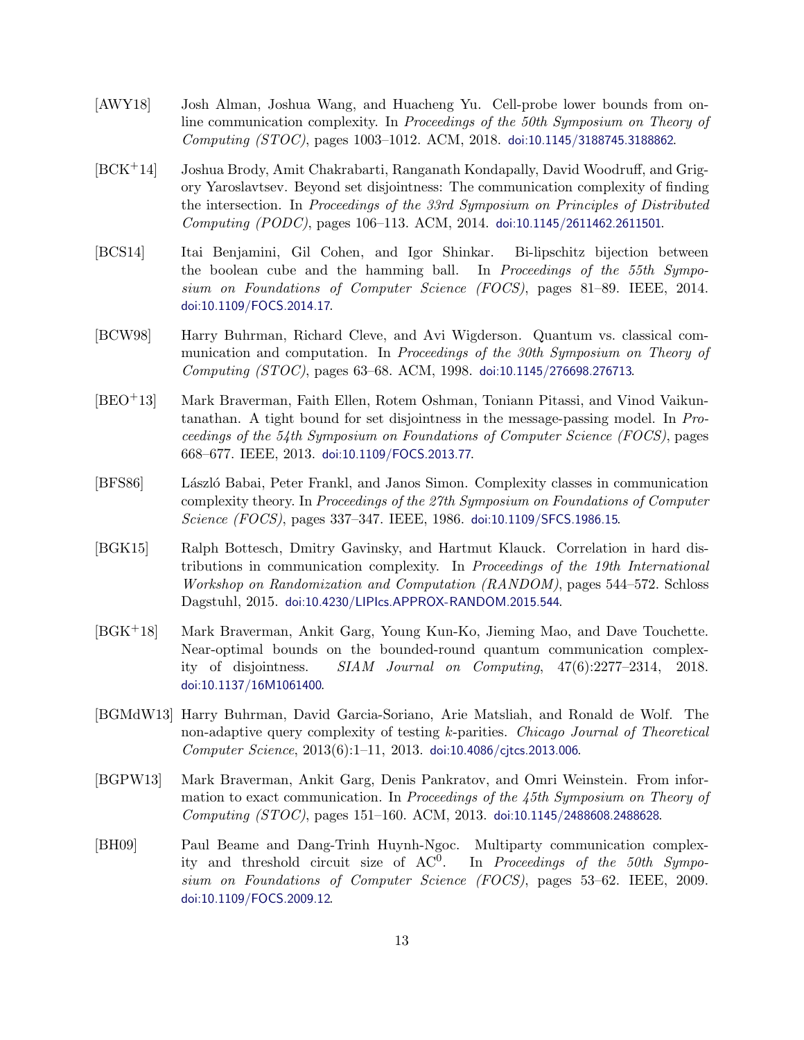[AWY18] Josh Alman, Joshua Wang, and Huacheng Yu. Cell-probe lower bounds from online communication complexity. In *Proceedings of the 50th Symposium on Theory of Computing (STOC)*, pages 1003–1012. ACM, 2018. doi:10.1145/3188745.3188862.

[BCK+14] Joshua Brody, Amit Chakrabarti, Ranganath Kondapally, David Woodruff, and Grigory Yaroslavtsev. Beyond set disjointness: The communication complexity of finding the intersection. In *Proceedings of the 33rd Symposium on Principles of Distributed Computing (PODC)*, pages 106–113. ACM, 2014. doi:10.1145/2611462.2611501.

[BCS14] Itai Benjamini, Gil Cohen, and Igor Shinkar. Bi-lipschitz bijection between the boolean cube and the hamming ball. In *Proceedings of the 55th Symposium on Foundations of Computer Science (FOCS)*, pages 81–89. IEEE, 2014. doi:10.1109/FOCS.2014.17.

[BCW98] Harry Buhrman, Richard Cleve, and Avi Wigderson. Quantum vs. classical communication and computation. In *Proceedings of the 30th Symposium on Theory of Computing (STOC)*, pages 63–68. ACM, 1998. doi:10.1145/276698.276713.

[BEO+13] Mark Braverman, Faith Ellen, Rotem Oshman, Toniann Pitassi, and Vinod Vaikuntanathan. A tight bound for set disjointness in the message-passing model. In *Proceedings of the 54th Symposium on Foundations of Computer Science (FOCS)*, pages 668–677. IEEE, 2013. doi:10.1109/FOCS.2013.77.

[BFS86] László Babai, Peter Frankl, and Janos Simon. Complexity classes in communication complexity theory. In *Proceedings of the 27th Symposium on Foundations of Computer Science (FOCS)*, pages 337–347. IEEE, 1986. doi:10.1109/SFCS.1986.15.

[BGK15] Ralph Bottesch, Dmitry Gavinsky, and Hartmut Klauck. Correlation in hard distributions in communication complexity. In *Proceedings of the 19th International Workshop on Randomization and Computation (RANDOM)*, pages 544–572. Schloss Dagstuhl, 2015. doi:10.4230/LIPIcs.APPROX-RANDOM.2015.544.

[BGK+18] Mark Braverman, Ankit Garg, Young Kun-Ko, Jieming Mao, and Dave Touchette. Near-optimal bounds on the bounded-round quantum communication complexity of disjointness. *SIAM Journal on Computing*, 47(6):2277–2314, 2018. doi:10.1137/16M1061400.

[BGMdW13] Harry Buhrman, David Garcia-Soriano, Arie Matsliah, and Ronald de Wolf. The non-adaptive query complexity of testing $k$-parities. *Chicago Journal of Theoretical Computer Science*, 2013(6):1–11, 2013. doi:10.4086/cjtcs.2013.006.

[BGPW13] Mark Braverman, Ankit Garg, Denis Pankratov, and Omri Weinstein. From information to exact communication. In *Proceedings of the 45th Symposium on Theory of Computing (STOC)*, pages 151–160. ACM, 2013. doi:10.1145/2488608.2488628.

[BH09] Paul Beame and Dang-Trinh Huynh-Ngoc. Multiparty communication complexity and threshold circuit size of $\mathrm{AC}^0$. In *Proceedings of the 50th Symposium on Foundations of Computer Science (FOCS)*, pages 53–62. IEEE, 2009. doi:10.1109/FOCS.2009.12.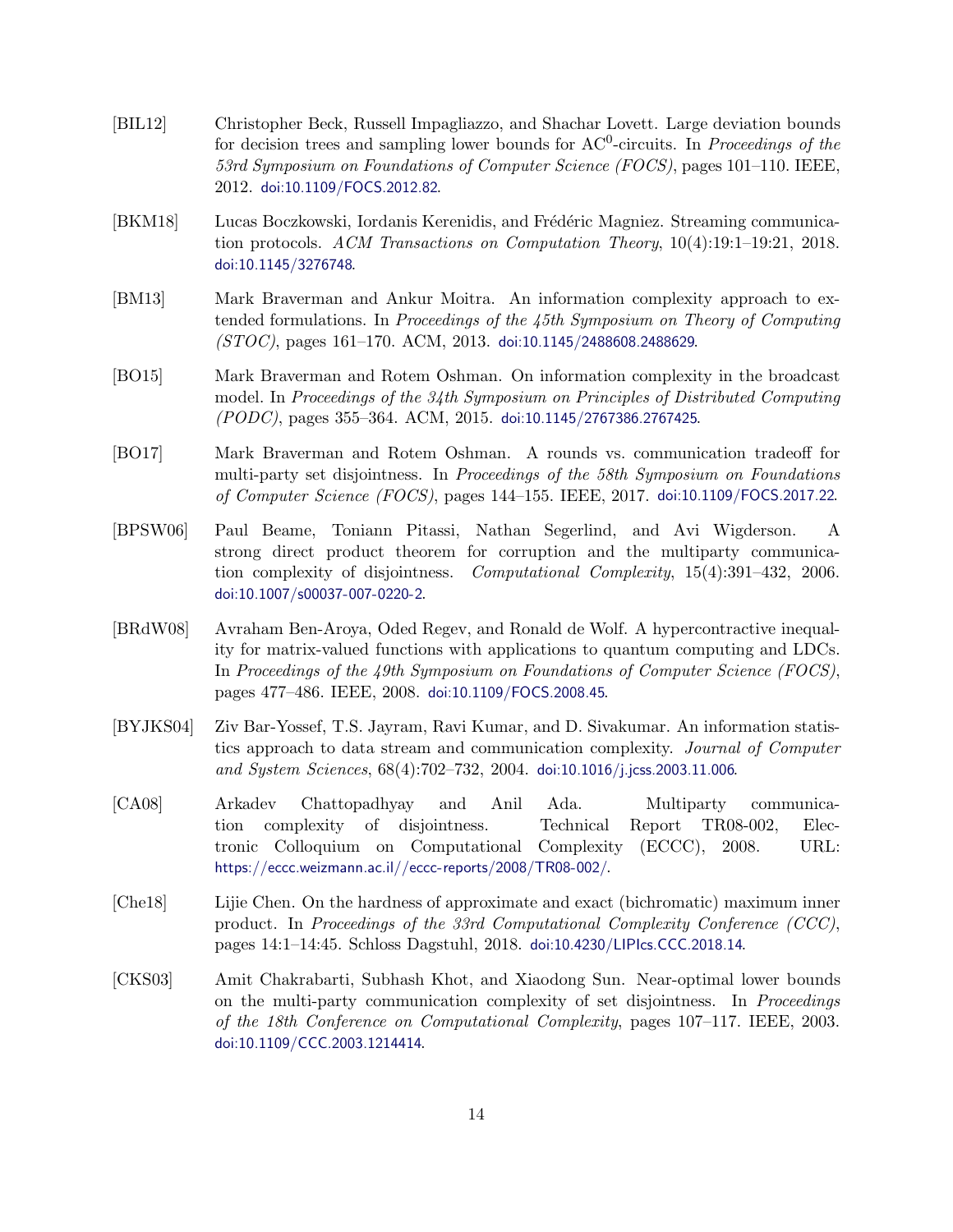[BIL12] Christopher Beck, Russell Impagliazzo, and Shachar Lovett. Large deviation bounds for decision trees and sampling lower bounds for $\mathrm{AC}^0$-circuits. In *Proceedings of the 53rd Symposium on Foundations of Computer Science (FOCS)*, pages 101–110. IEEE, 2012. doi:10.1109/FOCS.2012.82.

[BKM18] Lucas Boczkowski, Iordanis Kerenidis, and Frédéric Magniez. Streaming communication protocols. *ACM Transactions on Computation Theory*, 10(4):19:1–19:21, 2018. doi:10.1145/3276748.

[BM13] Mark Braverman and Ankur Moitra. An information complexity approach to extended formulations. In *Proceedings of the 45th Symposium on Theory of Computing (STOC)*, pages 161–170. ACM, 2013. doi:10.1145/2488608.2488629.

[BO15] Mark Braverman and Rotem Oshman. On information complexity in the broadcast model. In *Proceedings of the 34th Symposium on Principles of Distributed Computing (PODC)*, pages 355–364. ACM, 2015. doi:10.1145/2767386.2767425.

[BO17] Mark Braverman and Rotem Oshman. A rounds vs. communication tradeoff for multi-party set disjointness. In *Proceedings of the 58th Symposium on Foundations of Computer Science (FOCS)*, pages 144–155. IEEE, 2017. doi:10.1109/FOCS.2017.22.

[BPSW06] Paul Beame, Toniann Pitassi, Nathan Segerlind, and Avi Wigderson. A strong direct product theorem for corruption and the multiparty communication complexity of disjointness. *Computational Complexity*, 15(4):391–432, 2006. doi:10.1007/s00037-007-0220-2.

[BRdW08] Avraham Ben-Aroya, Oded Regev, and Ronald de Wolf. A hypercontractive inequality for matrix-valued functions with applications to quantum computing and LDCs. In *Proceedings of the 49th Symposium on Foundations of Computer Science (FOCS)*, pages 477–486. IEEE, 2008. doi:10.1109/FOCS.2008.45.

[BYJKS04] Ziv Bar-Yossef, T.S. Jayram, Ravi Kumar, and D. Sivakumar. An information statistics approach to data stream and communication complexity. *Journal of Computer and System Sciences*, 68(4):702–732, 2004. doi:10.1016/j.jcss.2003.11.006.

[CA08] Arkadev Chattopadhyay and Anil Ada. Multiparty communication complexity of disjointness. Technical Report TR08-002, Electronic Colloquium on Computational Complexity (ECCC), 2008. URL: https://eccc.weizmann.ac.il//eccc-reports/2008/TR08-002/.

[Che18] Lijie Chen. On the hardness of approximate and exact (bichromatic) maximum inner product. In *Proceedings of the 33rd Computational Complexity Conference (CCC)*, pages 14:1–14:45. Schloss Dagstuhl, 2018. doi:10.4230/LIPIcs.CCC.2018.14.

[CKS03] Amit Chakrabarti, Subhash Khot, and Xiaodong Sun. Near-optimal lower bounds on the multi-party communication complexity of set disjointness. In *Proceedings of the 18th Conference on Computational Complexity*, pages 107–117. IEEE, 2003. doi:10.1109/CCC.2003.1214414.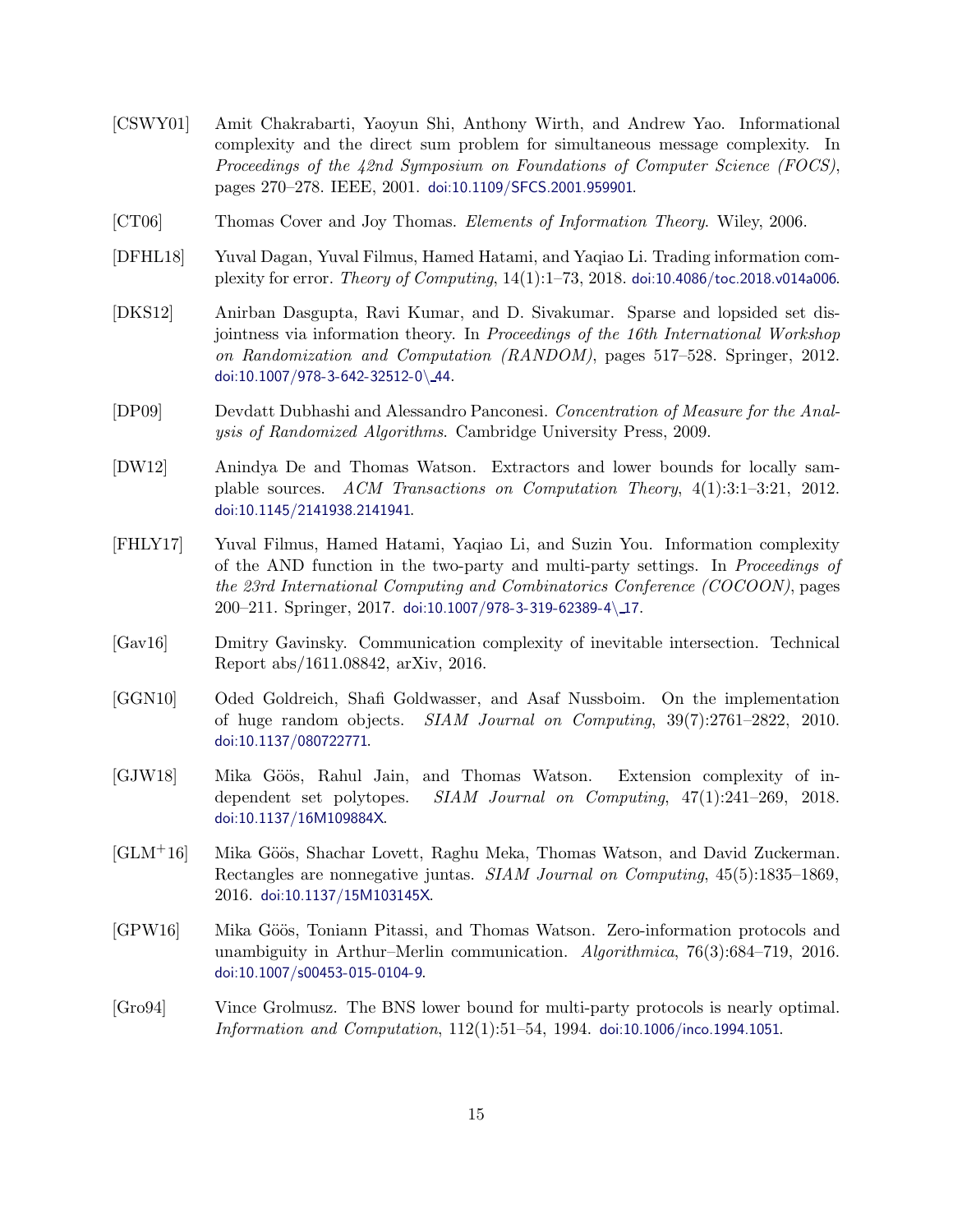[CSWY01] Amit Chakrabarti, Yaoyun Shi, Anthony Wirth, and Andrew Yao. Informational complexity and the direct sum problem for simultaneous message complexity. In *Proceedings of the 42nd Symposium on Foundations of Computer Science (FOCS)*, pages 270–278. IEEE, 2001. doi:10.1109/SFCS.2001.959901.

[CT06] Thomas Cover and Joy Thomas. *Elements of Information Theory*. Wiley, 2006.

[DFHL18] Yuval Dagan, Yuval Filmus, Hamed Hatami, and Yaqiao Li. Trading information complexity for error. *Theory of Computing*, 14(1):1–73, 2018. doi:10.4086/toc.2018.v014a006.

[DKS12] Anirban Dasgupta, Ravi Kumar, and D. Sivakumar. Sparse and lopsided set disjointness via information theory. In *Proceedings of the 16th International Workshop on Randomization and Computation (RANDOM)*, pages 517–528. Springer, 2012. doi:10.1007/978-3-642-32512-0\_44.

[DP09] Devdatt Dubhashi and Alessandro Panconesi. *Concentration of Measure for the Analysis of Randomized Algorithms*. Cambridge University Press, 2009.

[DW12] Anindya De and Thomas Watson. Extractors and lower bounds for locally samplable sources. *ACM Transactions on Computation Theory*, 4(1):3:1–3:21, 2012. doi:10.1145/2141938.2141941.

[FHLY17] Yuval Filmus, Hamed Hatami, Yaqiao Li, and Suzin You. Information complexity of the AND function in the two-party and multi-party settings. In *Proceedings of the 23rd International Computing and Combinatorics Conference (COCOON)*, pages 200–211. Springer, 2017. doi:10.1007/978-3-319-62389-4\_17.

[Gav16] Dmitry Gavinsky. Communication complexity of inevitable intersection. Technical Report abs/1611.08842, arXiv, 2016.

[GGN10] Oded Goldreich, Shafi Goldwasser, and Asaf Nussboim. On the implementation of huge random objects. *SIAM Journal on Computing*, 39(7):2761–2822, 2010. doi:10.1137/080722771.

[GJW18] Mika Göös, Rahul Jain, and Thomas Watson. Extension complexity of independent set polytopes. *SIAM Journal on Computing*, 47(1):241–269, 2018. doi:10.1137/16M109884X.

[GLM+16] Mika Göös, Shachar Lovett, Raghu Meka, Thomas Watson, and David Zuckerman. Rectangles are nonnegative juntas. *SIAM Journal on Computing*, 45(5):1835–1869, 2016. doi:10.1137/15M103145X.

[GPW16] Mika Göös, Toniann Pitassi, and Thomas Watson. Zero-information protocols and unambiguity in Arthur–Merlin communication. *Algorithmica*, 76(3):684–719, 2016. doi:10.1007/s00453-015-0104-9.

[Gro94] Vince Grolmusz. The BNS lower bound for multi-party protocols is nearly optimal. *Information and Computation*, 112(1):51–54, 1994. doi:10.1006/inco.1994.1051.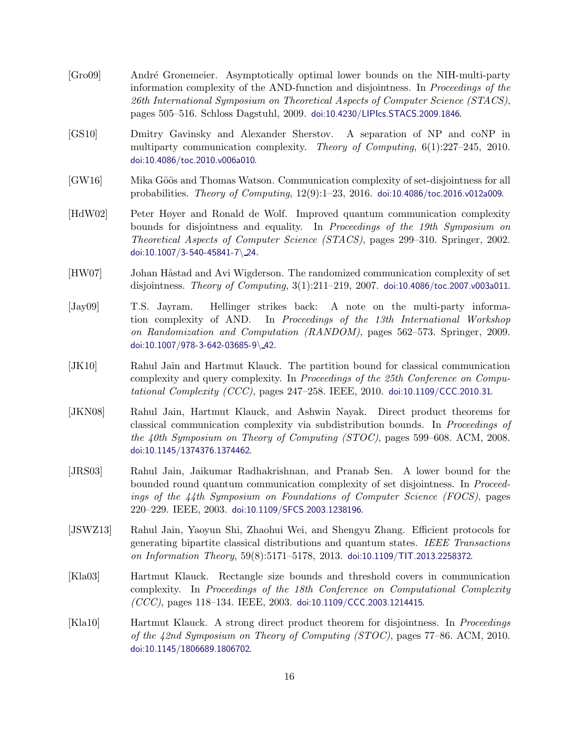[Gro09] André Gronemeier. Asymptotically optimal lower bounds on the NIH-multi-party information complexity of the AND-function and disjointness. In *Proceedings of the 26th International Symposium on Theoretical Aspects of Computer Science (STACS)*, pages 505–516. Schloss Dagstuhl, 2009. doi:10.4230/LIPIcs.STACS.2009.1846.

[GS10] Dmitry Gavinsky and Alexander Sherstov. A separation of NP and coNP in multiparty communication complexity. *Theory of Computing*, 6(1):227–245, 2010. doi:10.4086/toc.2010.v006a010.

[GW16] Mika Göös and Thomas Watson. Communication complexity of set-disjointness for all probabilities. *Theory of Computing*, 12(9):1–23, 2016. doi:10.4086/toc.2016.v012a009.

[HdW02] Peter Høyer and Ronald de Wolf. Improved quantum communication complexity bounds for disjointness and equality. In *Proceedings of the 19th Symposium on Theoretical Aspects of Computer Science (STACS)*, pages 299–310. Springer, 2002. doi:10.1007/3-540-45841-7_24.

[HW07] Johan Håstad and Avi Wigderson. The randomized communication complexity of set disjointness. *Theory of Computing*, 3(1):211–219, 2007. doi:10.4086/toc.2007.v003a011.

[Jay09] T.S. Jayram. Hellinger strikes back: A note on the multi-party information complexity of AND. In *Proceedings of the 13th International Workshop on Randomization and Computation (RANDOM)*, pages 562–573. Springer, 2009. doi:10.1007/978-3-642-03685-9_42.

[JK10] Rahul Jain and Hartmut Klauck. The partition bound for classical communication complexity and query complexity. In *Proceedings of the 25th Conference on Computational Complexity (CCC)*, pages 247–258. IEEE, 2010. doi:10.1109/CCC.2010.31.

[JKN08] Rahul Jain, Hartmut Klauck, and Ashwin Nayak. Direct product theorems for classical communication complexity via subdistribution bounds. In *Proceedings of the 40th Symposium on Theory of Computing (STOC)*, pages 599–608. ACM, 2008. doi:10.1145/1374376.1374462.

[JRS03] Rahul Jain, Jaikumar Radhakrishnan, and Pranab Sen. A lower bound for the bounded round quantum communication complexity of set disjointness. In *Proceedings of the 44th Symposium on Foundations of Computer Science (FOCS)*, pages 220–229. IEEE, 2003. doi:10.1109/SFCS.2003.1238196.

[JSWZ13] Rahul Jain, Yaoyun Shi, Zhaohui Wei, and Shengyu Zhang. Efficient protocols for generating bipartite classical distributions and quantum states. *IEEE Transactions on Information Theory*, 59(8):5171–5178, 2013. doi:10.1109/TIT.2013.2258372.

[Kla03] Hartmut Klauck. Rectangle size bounds and threshold covers in communication complexity. In *Proceedings of the 18th Conference on Computational Complexity (CCC)*, pages 118–134. IEEE, 2003. doi:10.1109/CCC.2003.1214415.

[Kla10] Hartmut Klauck. A strong direct product theorem for disjointness. In *Proceedings of the 42nd Symposium on Theory of Computing (STOC)*, pages 77–86. ACM, 2010. doi:10.1145/1806689.1806702.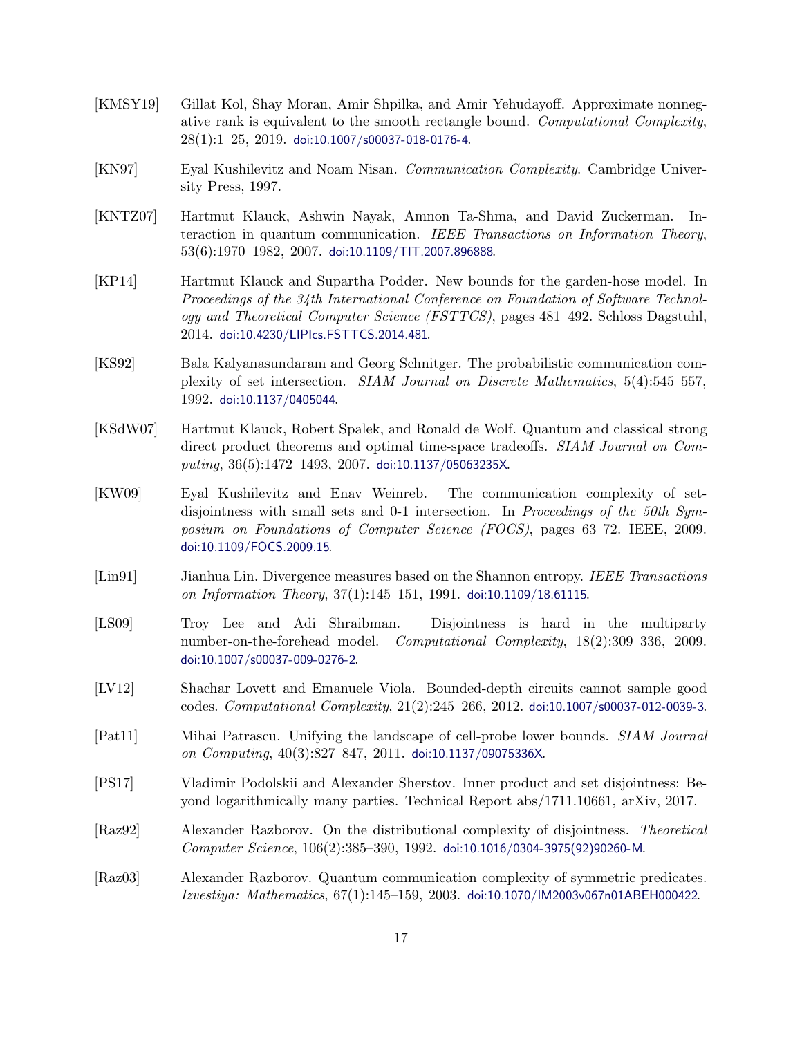[KMSY19] Gillat Kol, Shay Moran, Amir Shpilka, and Amir Yehudayoff. Approximate nonnegative rank is equivalent to the smooth rectangle bound. *Computational Complexity*, 28(1):1–25, 2019. doi:10.1007/s00037-018-0176-4.

[KN97] Eyal Kushilevitz and Noam Nisan. *Communication Complexity*. Cambridge University Press, 1997.

[KNTZ07] Hartmut Klauck, Ashwin Nayak, Amnon Ta-Shma, and David Zuckerman. Interaction in quantum communication. *IEEE Transactions on Information Theory*, 53(6):1970–1982, 2007. doi:10.1109/TIT.2007.896888.

[KP14] Hartmut Klauck and Supartha Podder. New bounds for the garden-hose model. In *Proceedings of the 34th International Conference on Foundation of Software Technology and Theoretical Computer Science (FSTTCS)*, pages 481–492. Schloss Dagstuhl, 2014. doi:10.4230/LIPIcs.FSTTCS.2014.481.

[KS92] Bala Kalyanasundaram and Georg Schnitger. The probabilistic communication complexity of set intersection. *SIAM Journal on Discrete Mathematics*, 5(4):545–557, 1992. doi:10.1137/0405044.

[KSdW07] Hartmut Klauck, Robert Spalek, and Ronald de Wolf. Quantum and classical strong direct product theorems and optimal time-space tradeoffs. *SIAM Journal on Computing*, 36(5):1472–1493, 2007. doi:10.1137/05063235X.

[KW09] Eyal Kushilevitz and Enav Weinreb. The communication complexity of set-disjointness with small sets and 0-1 intersection. In *Proceedings of the 50th Symposium on Foundations of Computer Science (FOCS)*, pages 63–72. IEEE, 2009. doi:10.1109/FOCS.2009.15.

[Lin91] Jianhua Lin. Divergence measures based on the Shannon entropy. *IEEE Transactions on Information Theory*, 37(1):145–151, 1991. doi:10.1109/18.61115.

[LS09] Troy Lee and Adi Shraibman. Disjointness is hard in the multiparty number-on-the-forehead model. *Computational Complexity*, 18(2):309–336, 2009. doi:10.1007/s00037-009-0276-2.

[LV12] Shachar Lovett and Emanuele Viola. Bounded-depth circuits cannot sample good codes. *Computational Complexity*, 21(2):245–266, 2012. doi:10.1007/s00037-012-0039-3.

[Pat11] Mihai Patrascu. Unifying the landscape of cell-probe lower bounds. *SIAM Journal on Computing*, 40(3):827–847, 2011. doi:10.1137/09075336X.

[PS17] Vladimir Podolskii and Alexander Sherstov. Inner product and set disjointness: Beyond logarithmically many parties. Technical Report abs/1711.10661, arXiv, 2017.

[Raz92] Alexander Razborov. On the distributional complexity of disjointness. *Theoretical Computer Science*, 106(2):385–390, 1992. doi:10.1016/0304-3975(92)90260-M.

[Raz03] Alexander Razborov. Quantum communication complexity of symmetric predicates. *Izvestiya: Mathematics*, 67(1):145–159, 2003. doi:10.1070/IM2003v067n01ABEH000422.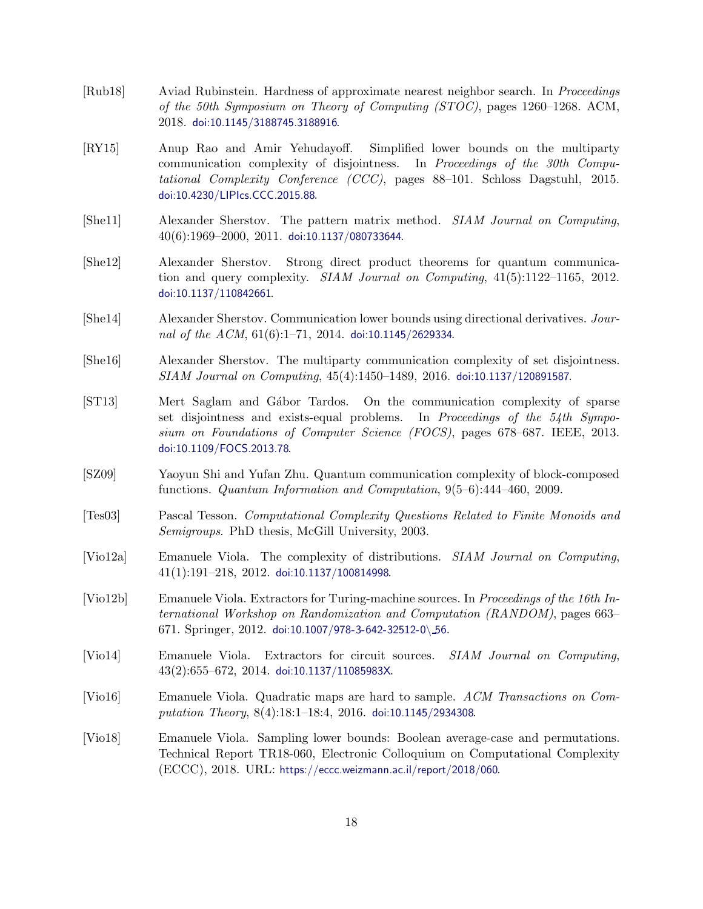[Rub18] Aviad Rubinstein. Hardness of approximate nearest neighbor search. In *Proceedings of the 50th Symposium on Theory of Computing (STOC)*, pages 1260–1268. ACM, 2018. doi:10.1145/3188745.3188916.

[RY15] Anup Rao and Amir Yehudayoff. Simplified lower bounds on the multiparty communication complexity of disjointness. In *Proceedings of the 30th Computational Complexity Conference (CCC)*, pages 88–101. Schloss Dagstuhl, 2015. doi:10.4230/LIPIcs.CCC.2015.88.

[She11] Alexander Sherstov. The pattern matrix method. *SIAM Journal on Computing*, 40(6):1969–2000, 2011. doi:10.1137/080733644.

[She12] Alexander Sherstov. Strong direct product theorems for quantum communication and query complexity. *SIAM Journal on Computing*, 41(5):1122–1165, 2012. doi:10.1137/110842661.

[She14] Alexander Sherstov. Communication lower bounds using directional derivatives. *Journal of the ACM*, 61(6):1–71, 2014. doi:10.1145/2629334.

[She16] Alexander Sherstov. The multiparty communication complexity of set disjointness. *SIAM Journal on Computing*, 45(4):1450–1489, 2016. doi:10.1137/120891587.

[ST13] Mert Saglam and Gábor Tardos. On the communication complexity of sparse set disjointness and exists-equal problems. In *Proceedings of the 54th Symposium on Foundations of Computer Science (FOCS)*, pages 678–687. IEEE, 2013. doi:10.1109/FOCS.2013.78.

[SZ09] Yaoyun Shi and Yufan Zhu. Quantum communication complexity of block-composed functions. *Quantum Information and Computation*, 9(5–6):444–460, 2009.

[Tes03] Pascal Tesson. *Computational Complexity Questions Related to Finite Monoids and Semigroups*. PhD thesis, McGill University, 2003.

[Vio12a] Emanuele Viola. The complexity of distributions. *SIAM Journal on Computing*, 41(1):191–218, 2012. doi:10.1137/100814998.

[Vio12b] Emanuele Viola. Extractors for Turing-machine sources. In *Proceedings of the 16th International Workshop on Randomization and Computation (RANDOM)*, pages 663–671. Springer, 2012. doi:10.1007/978-3-642-32512-0_56.

[Vio14] Emanuele Viola. Extractors for circuit sources. *SIAM Journal on Computing*, 43(2):655–672, 2014. doi:10.1137/11085983X.

[Vio16] Emanuele Viola. Quadratic maps are hard to sample. *ACM Transactions on Computation Theory*, 8(4):18:1–18:4, 2016. doi:10.1145/2934308.

[Vio18] Emanuele Viola. Sampling lower bounds: Boolean average-case and permutations. Technical Report TR18-060, Electronic Colloquium on Computational Complexity (ECCC), 2018. URL: https://eccc.weizmann.ac.il/report/2018/060.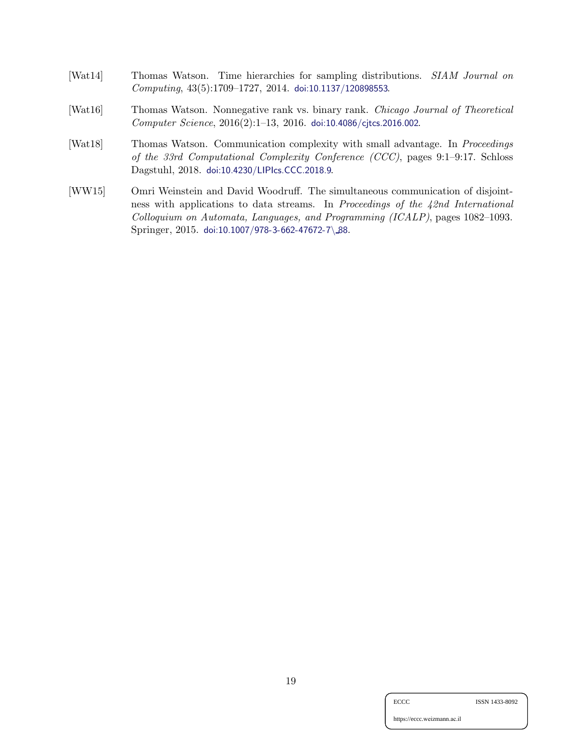[Wat14] Thomas Watson. Time hierarchies for sampling distributions. *SIAM Journal on Computing*, 43(5):1709–1727, 2014. doi:10.1137/120898553.

[Wat16] Thomas Watson. Nonnegative rank vs. binary rank. *Chicago Journal of Theoretical Computer Science*, 2016(2):1–13, 2016. doi:10.4086/cjtcs.2016.002.

[Wat18] Thomas Watson. Communication complexity with small advantage. In *Proceedings of the 33rd Computational Complexity Conference (CCC)*, pages 9:1–9:17. Schloss Dagstuhl, 2018. doi:10.4230/LIPIcs.CCC.2018.9.

[WW15] Omri Weinstein and David Woodruff. The simultaneous communication of disjointness with applications to data streams. In *Proceedings of the 42nd International Colloquium on Automata, Languages, and Programming (ICALP)*, pages 1082–1093. Springer, 2015. doi:10.1007/978-3-662-47672-7\_88.

ECCC ISSN 1433-8092

https://eccc.weizmann.ac.il